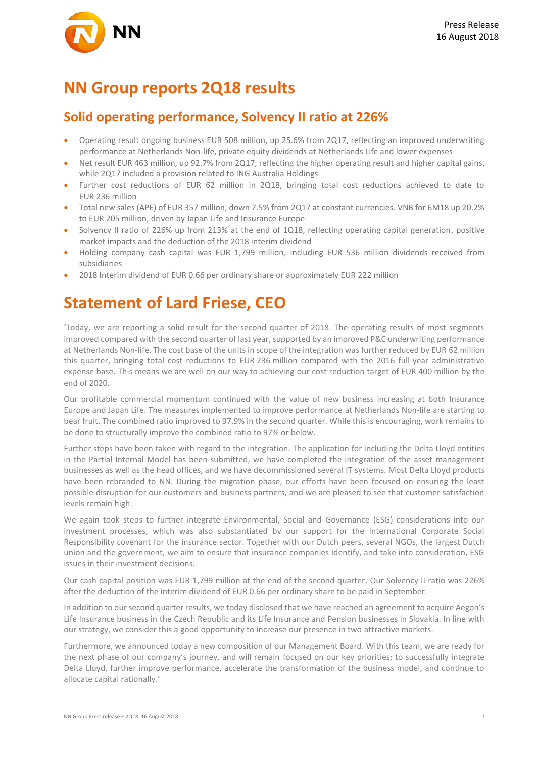Press Release
16 August 2018

# NN Group reports 2Q18 results

## Solid operating performance, Solvency II ratio at 226%

- Operating result ongoing business EUR 508 million, up 25.6% from 2Q17, reflecting an improved underwriting performance at Netherlands Non-life, private equity dividends at Netherlands Life and lower expenses
- Net result EUR 463 million, up 92.7% from 2Q17, reflecting the higher operating result and higher capital gains, while 2Q17 included a provision related to ING Australia Holdings
- Further cost reductions of EUR 62 million in 2Q18, bringing total cost reductions achieved to date to EUR 236 million
- Total new sales (APE) of EUR 357 million, down 7.5% from 2Q17 at constant currencies. VNB for 6M18 up 20.2% to EUR 205 million, driven by Japan Life and Insurance Europe
- Solvency II ratio of 226% up from 213% at the end of 1Q18, reflecting operating capital generation, positive market impacts and the deduction of the 2018 interim dividend
- Holding company cash capital was EUR 1,799 million, including EUR 536 million dividends received from subsidiaries
- 2018 Interim dividend of EUR 0.66 per ordinary share or approximately EUR 222 million

# Statement of Lard Friese, CEO

'Today, we are reporting a solid result for the second quarter of 2018. The operating results of most segments improved compared with the second quarter of last year, supported by an improved P&C underwriting performance at Netherlands Non-life. The cost base of the units in scope of the integration was further reduced by EUR 62 million this quarter, bringing total cost reductions to EUR 236 million compared with the 2016 full-year administrative expense base. This means we are well on our way to achieving our cost reduction target of EUR 400 million by the end of 2020.

Our profitable commercial momentum continued with the value of new business increasing at both Insurance Europe and Japan Life. The measures implemented to improve performance at Netherlands Non-life are starting to bear fruit. The combined ratio improved to 97.9% in the second quarter. While this is encouraging, work remains to be done to structurally improve the combined ratio to 97% or below.

Further steps have been taken with regard to the integration. The application for including the Delta Lloyd entities in the Partial Internal Model has been submitted, we have completed the integration of the asset management businesses as well as the head offices, and we have decommissioned several IT systems. Most Delta Lloyd products have been rebranded to NN. During the migration phase, our efforts have been focused on ensuring the least possible disruption for our customers and business partners, and we are pleased to see that customer satisfaction levels remain high.

We again took steps to further integrate Environmental, Social and Governance (ESG) considerations into our investment processes, which was also substantiated by our support for the International Corporate Social Responsibility covenant for the insurance sector. Together with our Dutch peers, several NGOs, the largest Dutch union and the government, we aim to ensure that insurance companies identify, and take into consideration, ESG issues in their investment decisions.

Our cash capital position was EUR 1,799 million at the end of the second quarter. Our Solvency II ratio was 226% after the deduction of the interim dividend of EUR 0.66 per ordinary share to be paid in September.

In addition to our second quarter results, we today disclosed that we have reached an agreement to acquire Aegon's Life Insurance business in the Czech Republic and its Life Insurance and Pension businesses in Slovakia. In line with our strategy, we consider this a good opportunity to increase our presence in two attractive markets.

Furthermore, we announced today a new composition of our Management Board. With this team, we are ready for the next phase of our company's journey, and will remain focused on our key priorities; to successfully integrate Delta Lloyd, further improve performance, accelerate the transformation of the business model, and continue to allocate capital rationally.'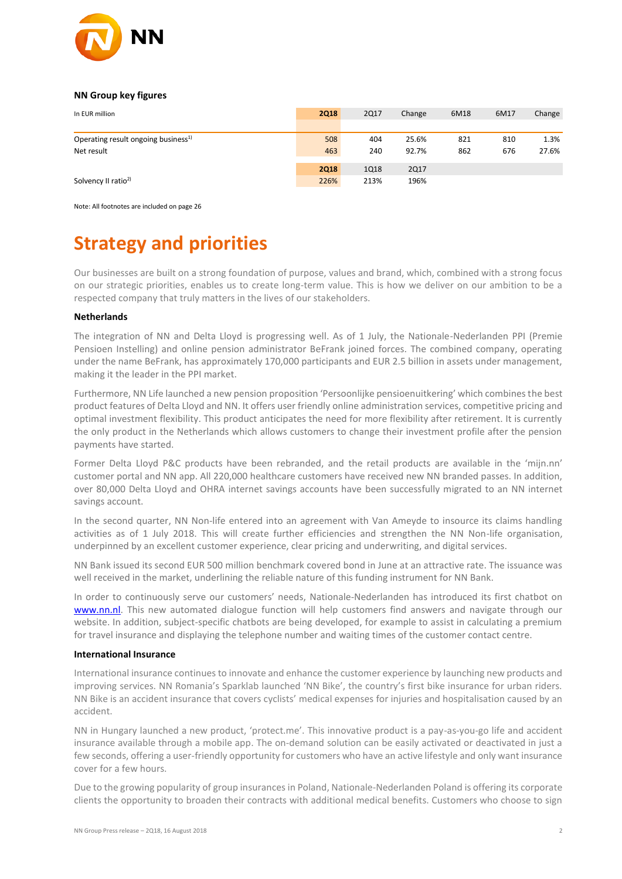**NN Group key figures**

| In EUR million | 2Q18 | 2Q17 | Change | 6M18 | 6M17 | Change |
|---|---|---|---|---|---|---|
| Operating result ongoing business[1)] | 508 | 404 | 25.6% | 821 | 810 | 1.3% |
| Net result | 463 | 240 | 92.7% | 862 | 676 | 27.6% |
| | **2Q18** | 1Q18 | 2Q17 | | | |
| Solvency II ratio[2)] | 226% | 213% | 196% | | | |

Note: All footnotes are included on page 26

# Strategy and priorities

Our businesses are built on a strong foundation of purpose, values and brand, which, combined with a strong focus on our strategic priorities, enables us to create long-term value. This is how we deliver on our ambition to be a respected company that truly matters in the lives of our stakeholders.

**Netherlands**

The integration of NN and Delta Lloyd is progressing well. As of 1 July, the Nationale-Nederlanden PPI (Premie Pensioen Instelling) and online pension administrator BeFrank joined forces. The combined company, operating under the name BeFrank, has approximately 170,000 participants and EUR 2.5 billion in assets under management, making it the leader in the PPI market.

Furthermore, NN Life launched a new pension proposition 'Persoonlijke pensioenuitkering' which combines the best product features of Delta Lloyd and NN. It offers user friendly online administration services, competitive pricing and optimal investment flexibility. This product anticipates the need for more flexibility after retirement. It is currently the only product in the Netherlands which allows customers to change their investment profile after the pension payments have started.

Former Delta Lloyd P&C products have been rebranded, and the retail products are available in the 'mijn.nn' customer portal and NN app. All 220,000 healthcare customers have received new NN branded passes. In addition, over 80,000 Delta Lloyd and OHRA internet savings accounts have been successfully migrated to an NN internet savings account.

In the second quarter, NN Non-life entered into an agreement with Van Ameyde to insource its claims handling activities as of 1 July 2018. This will create further efficiencies and strengthen the NN Non-life organisation, underpinned by an excellent customer experience, clear pricing and underwriting, and digital services.

NN Bank issued its second EUR 500 million benchmark covered bond in June at an attractive rate. The issuance was well received in the market, underlining the reliable nature of this funding instrument for NN Bank.

In order to continuously serve our customers' needs, Nationale-Nederlanden has introduced its first chatbot on www.nn.nl. This new automated dialogue function will help customers find answers and navigate through our website. In addition, subject-specific chatbots are being developed, for example to assist in calculating a premium for travel insurance and displaying the telephone number and waiting times of the customer contact centre.

**International Insurance**

International insurance continues to innovate and enhance the customer experience by launching new products and improving services. NN Romania's Sparklab launched 'NN Bike', the country's first bike insurance for urban riders. NN Bike is an accident insurance that covers cyclists' medical expenses for injuries and hospitalisation caused by an accident.

NN in Hungary launched a new product, 'protect.me'. This innovative product is a pay-as-you-go life and accident insurance available through a mobile app. The on-demand solution can be easily activated or deactivated in just a few seconds, offering a user-friendly opportunity for customers who have an active lifestyle and only want insurance cover for a few hours.

Due to the growing popularity of group insurances in Poland, Nationale-Nederlanden Poland is offering its corporate clients the opportunity to broaden their contracts with additional medical benefits. Customers who choose to sign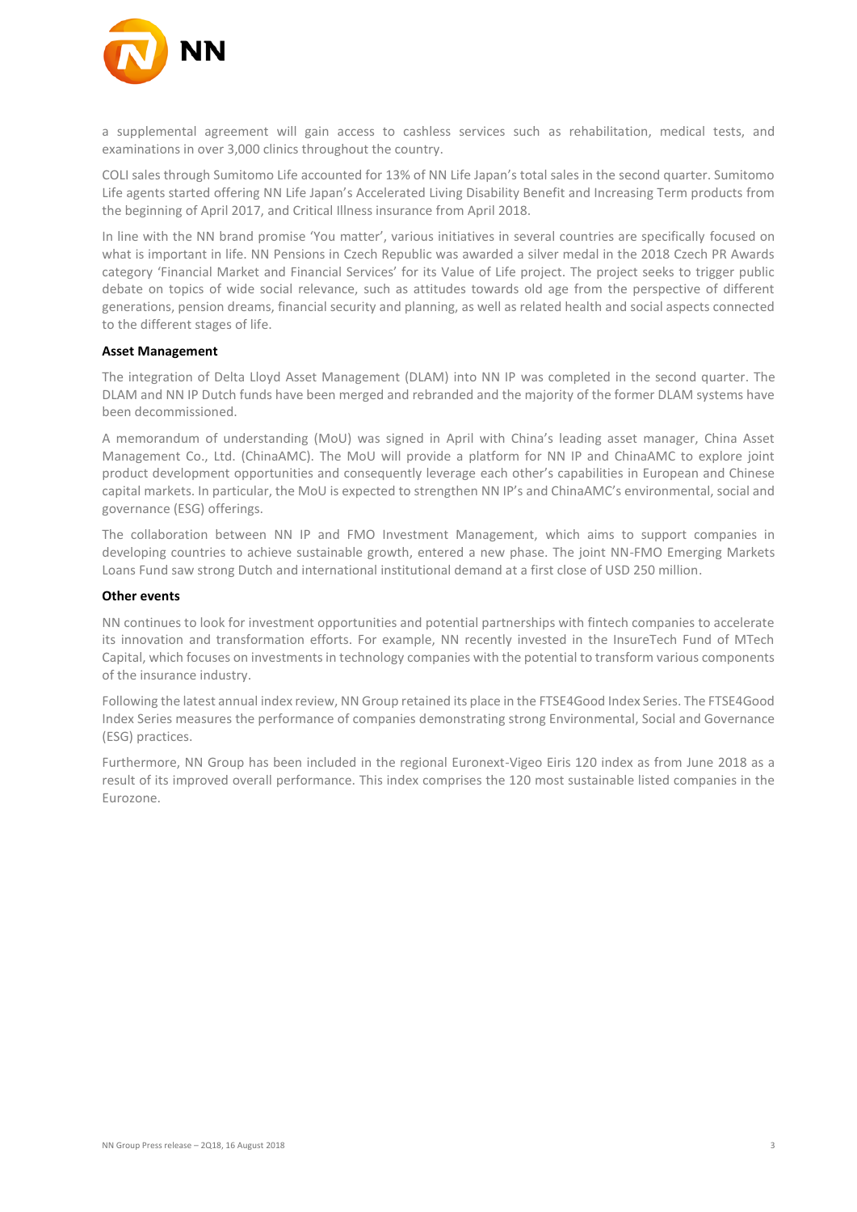a supplemental agreement will gain access to cashless services such as rehabilitation, medical tests, and examinations in over 3,000 clinics throughout the country.

COLI sales through Sumitomo Life accounted for 13% of NN Life Japan's total sales in the second quarter. Sumitomo Life agents started offering NN Life Japan's Accelerated Living Disability Benefit and Increasing Term products from the beginning of April 2017, and Critical Illness insurance from April 2018.

In line with the NN brand promise 'You matter', various initiatives in several countries are specifically focused on what is important in life. NN Pensions in Czech Republic was awarded a silver medal in the 2018 Czech PR Awards category 'Financial Market and Financial Services' for its Value of Life project. The project seeks to trigger public debate on topics of wide social relevance, such as attitudes towards old age from the perspective of different generations, pension dreams, financial security and planning, as well as related health and social aspects connected to the different stages of life.

**Asset Management**

The integration of Delta Lloyd Asset Management (DLAM) into NN IP was completed in the second quarter. The DLAM and NN IP Dutch funds have been merged and rebranded and the majority of the former DLAM systems have been decommissioned.

A memorandum of understanding (MoU) was signed in April with China's leading asset manager, China Asset Management Co., Ltd. (ChinaAMC). The MoU will provide a platform for NN IP and ChinaAMC to explore joint product development opportunities and consequently leverage each other's capabilities in European and Chinese capital markets. In particular, the MoU is expected to strengthen NN IP's and ChinaAMC's environmental, social and governance (ESG) offerings.

The collaboration between NN IP and FMO Investment Management, which aims to support companies in developing countries to achieve sustainable growth, entered a new phase. The joint NN-FMO Emerging Markets Loans Fund saw strong Dutch and international institutional demand at a first close of USD 250 million.

**Other events**

NN continues to look for investment opportunities and potential partnerships with fintech companies to accelerate its innovation and transformation efforts. For example, NN recently invested in the InsureTech Fund of MTech Capital, which focuses on investments in technology companies with the potential to transform various components of the insurance industry.

Following the latest annual index review, NN Group retained its place in the FTSE4Good Index Series. The FTSE4Good Index Series measures the performance of companies demonstrating strong Environmental, Social and Governance (ESG) practices.

Furthermore, NN Group has been included in the regional Euronext-Vigeo Eiris 120 index as from June 2018 as a result of its improved overall performance. This index comprises the 120 most sustainable listed companies in the Eurozone.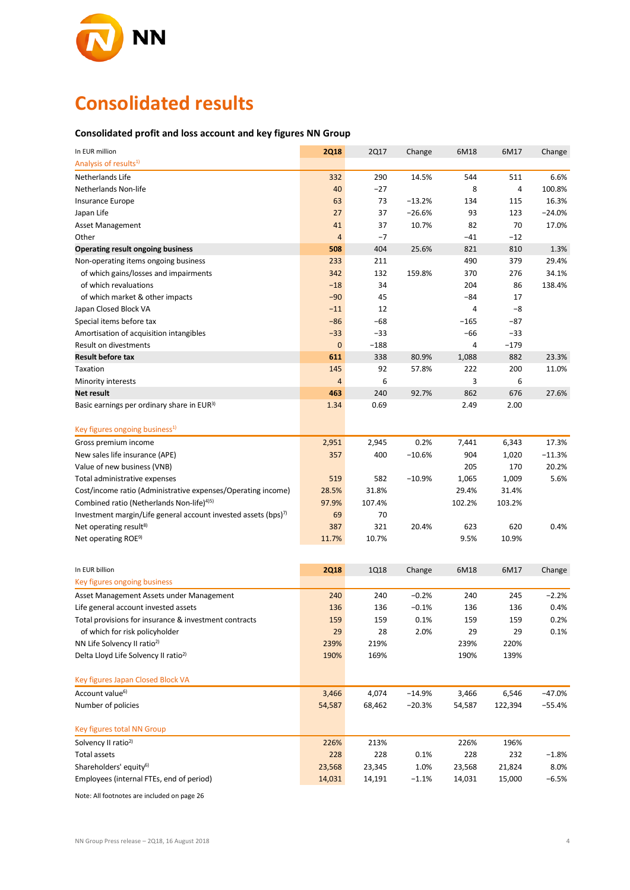# Consolidated results

### Consolidated profit and loss account and key figures NN Group

| In EUR million | 2Q18 | 2Q17 | Change | 6M18 | 6M17 | Change |
|---|---|---|---|---|---|---|
| Analysis of results[1] | | | | | | |
| Netherlands Life | 332 | 290 | 14.5% | 544 | 511 | 6.6% |
| Netherlands Non-life | 40 | −27 | | 8 | 4 | 100.8% |
| Insurance Europe | 63 | 73 | −13.2% | 134 | 115 | 16.3% |
| Japan Life | 27 | 37 | −26.6% | 93 | 123 | −24.0% |
| Asset Management | 41 | 37 | 10.7% | 82 | 70 | 17.0% |
| Other | 4 | −7 | | −41 | −12 | |
| **Operating result ongoing business** | **508** | 404 | 25.6% | 821 | 810 | 1.3% |
| Non-operating items ongoing business | 233 | 211 | | 490 | 379 | 29.4% |
| of which gains/losses and impairments | 342 | 132 | 159.8% | 370 | 276 | 34.1% |
| of which revaluations | −18 | 34 | | 204 | 86 | 138.4% |
| of which market & other impacts | −90 | 45 | | −84 | 17 | |
| Japan Closed Block VA | −11 | 12 | | 4 | −8 | |
| Special items before tax | −86 | −68 | | −165 | −87 | |
| Amortisation of acquisition intangibles | −33 | −33 | | −66 | −33 | |
| Result on divestments | 0 | −188 | | 4 | −179 | |
| **Result before tax** | **611** | 338 | 80.9% | 1,088 | 882 | 23.3% |
| Taxation | 145 | 92 | 57.8% | 222 | 200 | 11.0% |
| Minority interests | 4 | 6 | | 3 | 6 | |
| **Net result** | **463** | 240 | 92.7% | 862 | 676 | 27.6% |
| Basic earnings per ordinary share in EUR[3] | 1.34 | 0.69 | | 2.49 | 2.00 | |
| | | | | | | |
| Key figures ongoing business[1] | | | | | | |
| Gross premium income | 2,951 | 2,945 | 0.2% | 7,441 | 6,343 | 17.3% |
| New sales life insurance (APE) | 357 | 400 | −10.6% | 904 | 1,020 | −11.3% |
| Value of new business (VNB) | | | | 205 | 170 | 20.2% |
| Total administrative expenses | 519 | 582 | −10.9% | 1,065 | 1,009 | 5.6% |
| Cost/income ratio (Administrative expenses/Operating income) | 28.5% | 31.8% | | 29.4% | 31.4% | |
| Combined ratio (Netherlands Non-life)[4][5] | 97.9% | 107.4% | | 102.2% | 103.2% | |
| Investment margin/Life general account invested assets (bps)[7] | 69 | 70 | | | | |
| Net operating result[8] | 387 | 321 | 20.4% | 623 | 620 | 0.4% |
| Net operating ROE[9] | 11.7% | 10.7% | | 9.5% | 10.9% | |

| In EUR billion | 2Q18 | 1Q18 | Change | 6M18 | 6M17 | Change |
|---|---|---|---|---|---|---|
| Key figures ongoing business | | | | | | |
| Asset Management Assets under Management | 240 | 240 | −0.2% | 240 | 245 | −2.2% |
| Life general account invested assets | 136 | 136 | −0.1% | 136 | 136 | 0.4% |
| Total provisions for insurance & investment contracts | 159 | 159 | 0.1% | 159 | 159 | 0.2% |
| of which for risk policyholder | 29 | 28 | 2.0% | 29 | 29 | 0.1% |
| NN Life Solvency II ratio[2] | 239% | 219% | | 239% | 220% | |
| Delta Lloyd Life Solvency II ratio[2] | 190% | 169% | | 190% | 139% | |
| | | | | | | |
| Key figures Japan Closed Block VA | | | | | | |
| Account value[6] | 3,466 | 4,074 | −14.9% | 3,466 | 6,546 | −47.0% |
| Number of policies | 54,587 | 68,462 | −20.3% | 54,587 | 122,394 | −55.4% |
| | | | | | | |
| Key figures total NN Group | | | | | | |
| Solvency II ratio[2] | 226% | 213% | | 226% | 196% | |
| Total assets | 228 | 228 | 0.1% | 228 | 232 | −1.8% |
| Shareholders' equity[6] | 23,568 | 23,345 | 1.0% | 23,568 | 21,824 | 8.0% |
| Employees (internal FTEs, end of period) | 14,031 | 14,191 | −1.1% | 14,031 | 15,000 | −6.5% |

Note: All footnotes are included on page 26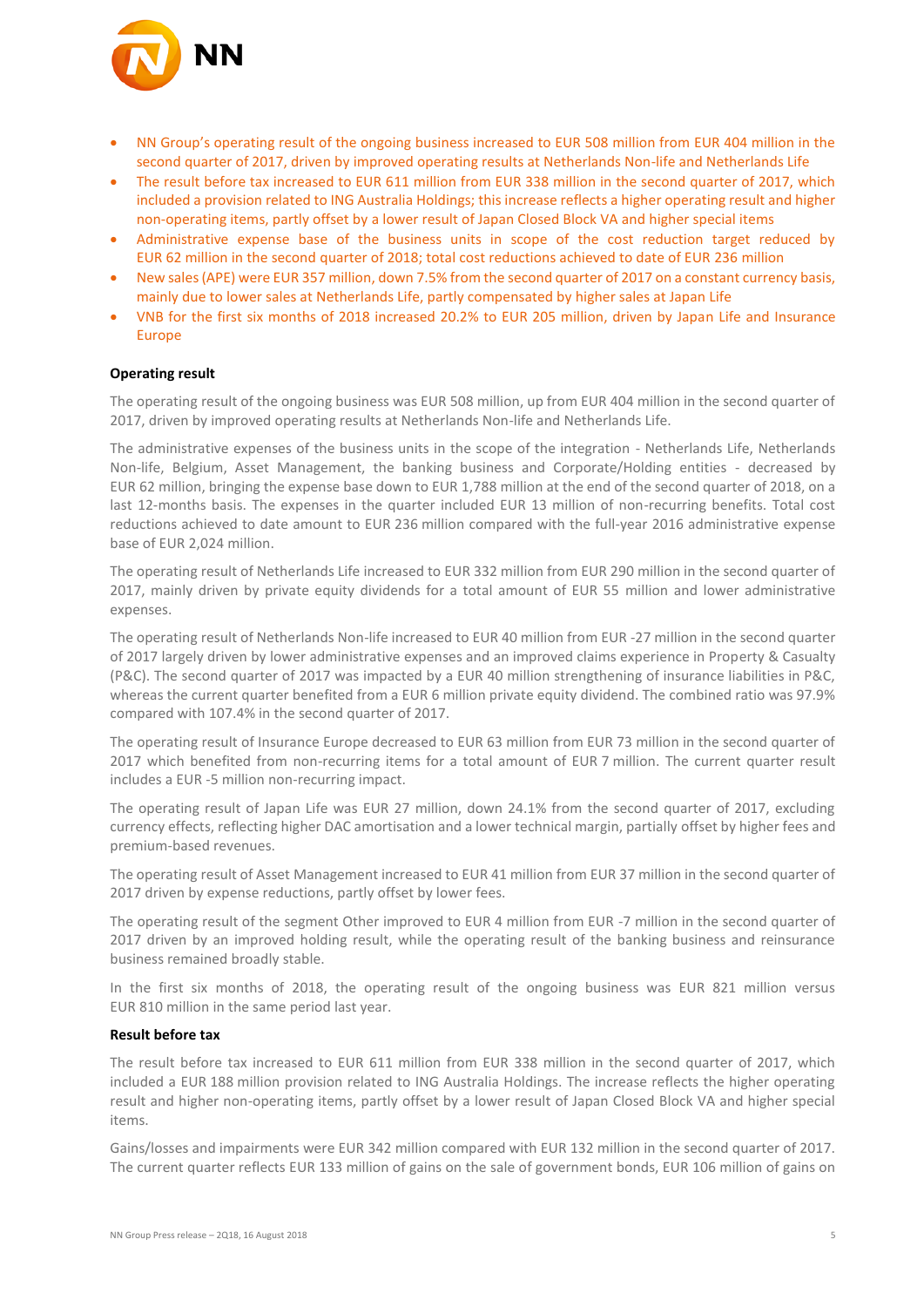- NN Group's operating result of the ongoing business increased to EUR 508 million from EUR 404 million in the second quarter of 2017, driven by improved operating results at Netherlands Non-life and Netherlands Life
- The result before tax increased to EUR 611 million from EUR 338 million in the second quarter of 2017, which included a provision related to ING Australia Holdings; this increase reflects a higher operating result and higher non-operating items, partly offset by a lower result of Japan Closed Block VA and higher special items
- Administrative expense base of the business units in scope of the cost reduction target reduced by EUR 62 million in the second quarter of 2018; total cost reductions achieved to date of EUR 236 million
- New sales (APE) were EUR 357 million, down 7.5% from the second quarter of 2017 on a constant currency basis, mainly due to lower sales at Netherlands Life, partly compensated by higher sales at Japan Life
- VNB for the first six months of 2018 increased 20.2% to EUR 205 million, driven by Japan Life and Insurance Europe

**Operating result**

The operating result of the ongoing business was EUR 508 million, up from EUR 404 million in the second quarter of 2017, driven by improved operating results at Netherlands Non-life and Netherlands Life.

The administrative expenses of the business units in the scope of the integration - Netherlands Life, Netherlands Non-life, Belgium, Asset Management, the banking business and Corporate/Holding entities - decreased by EUR 62 million, bringing the expense base down to EUR 1,788 million at the end of the second quarter of 2018, on a last 12-months basis. The expenses in the quarter included EUR 13 million of non-recurring benefits. Total cost reductions achieved to date amount to EUR 236 million compared with the full-year 2016 administrative expense base of EUR 2,024 million.

The operating result of Netherlands Life increased to EUR 332 million from EUR 290 million in the second quarter of 2017, mainly driven by private equity dividends for a total amount of EUR 55 million and lower administrative expenses.

The operating result of Netherlands Non-life increased to EUR 40 million from EUR -27 million in the second quarter of 2017 largely driven by lower administrative expenses and an improved claims experience in Property & Casualty (P&C). The second quarter of 2017 was impacted by a EUR 40 million strengthening of insurance liabilities in P&C, whereas the current quarter benefited from a EUR 6 million private equity dividend. The combined ratio was 97.9% compared with 107.4% in the second quarter of 2017.

The operating result of Insurance Europe decreased to EUR 63 million from EUR 73 million in the second quarter of 2017 which benefited from non-recurring items for a total amount of EUR 7 million. The current quarter result includes a EUR -5 million non-recurring impact.

The operating result of Japan Life was EUR 27 million, down 24.1% from the second quarter of 2017, excluding currency effects, reflecting higher DAC amortisation and a lower technical margin, partially offset by higher fees and premium-based revenues.

The operating result of Asset Management increased to EUR 41 million from EUR 37 million in the second quarter of 2017 driven by expense reductions, partly offset by lower fees.

The operating result of the segment Other improved to EUR 4 million from EUR -7 million in the second quarter of 2017 driven by an improved holding result, while the operating result of the banking business and reinsurance business remained broadly stable.

In the first six months of 2018, the operating result of the ongoing business was EUR 821 million versus EUR 810 million in the same period last year.

**Result before tax**

The result before tax increased to EUR 611 million from EUR 338 million in the second quarter of 2017, which included a EUR 188 million provision related to ING Australia Holdings. The increase reflects the higher operating result and higher non-operating items, partly offset by a lower result of Japan Closed Block VA and higher special items.

Gains/losses and impairments were EUR 342 million compared with EUR 132 million in the second quarter of 2017. The current quarter reflects EUR 133 million of gains on the sale of government bonds, EUR 106 million of gains on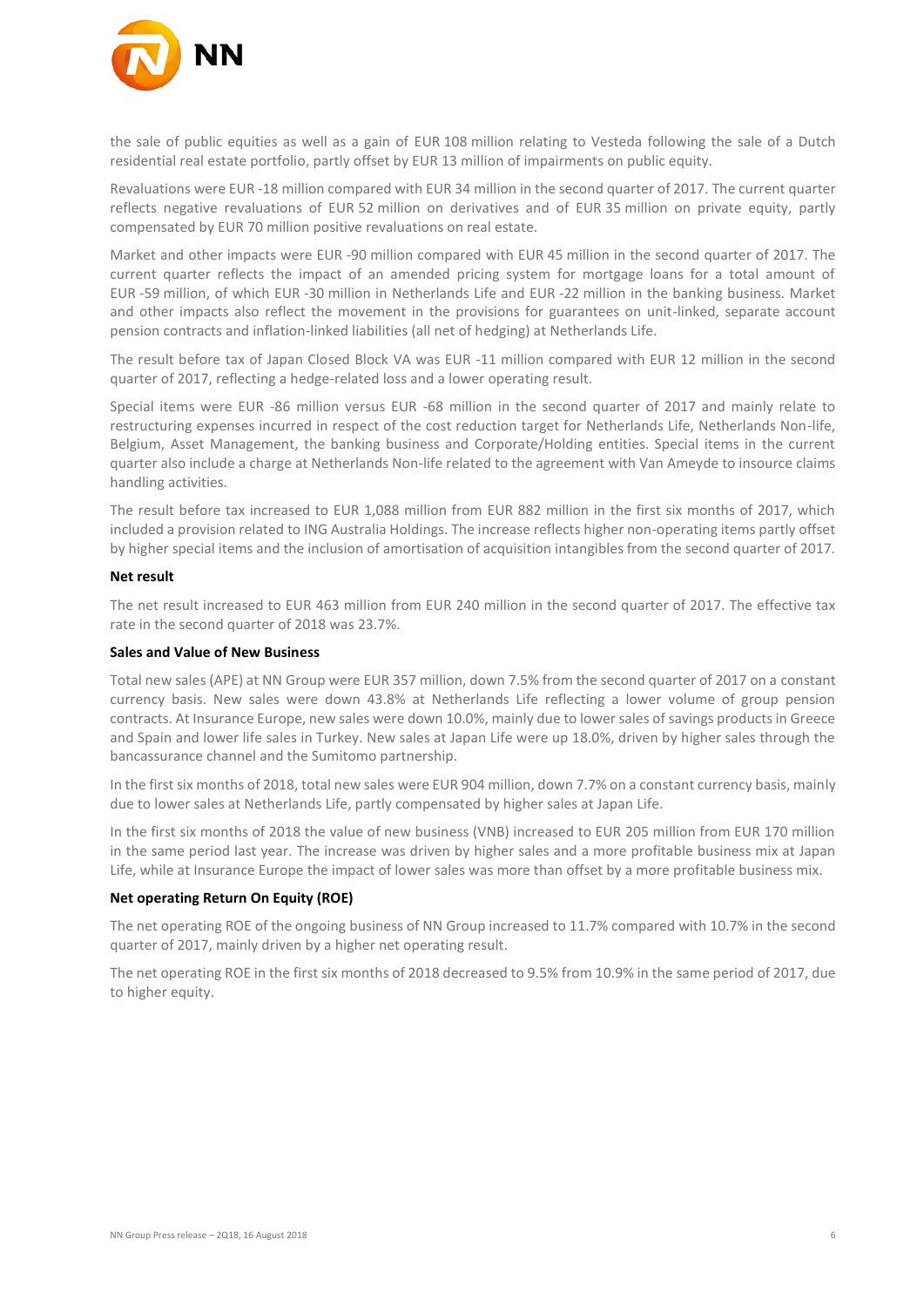the sale of public equities as well as a gain of EUR 108 million relating to Vesteda following the sale of a Dutch residential real estate portfolio, partly offset by EUR 13 million of impairments on public equity.

Revaluations were EUR -18 million compared with EUR 34 million in the second quarter of 2017. The current quarter reflects negative revaluations of EUR 52 million on derivatives and of EUR 35 million on private equity, partly compensated by EUR 70 million positive revaluations on real estate.

Market and other impacts were EUR -90 million compared with EUR 45 million in the second quarter of 2017. The current quarter reflects the impact of an amended pricing system for mortgage loans for a total amount of EUR -59 million, of which EUR -30 million in Netherlands Life and EUR -22 million in the banking business. Market and other impacts also reflect the movement in the provisions for guarantees on unit-linked, separate account pension contracts and inflation-linked liabilities (all net of hedging) at Netherlands Life.

The result before tax of Japan Closed Block VA was EUR -11 million compared with EUR 12 million in the second quarter of 2017, reflecting a hedge-related loss and a lower operating result.

Special items were EUR -86 million versus EUR -68 million in the second quarter of 2017 and mainly relate to restructuring expenses incurred in respect of the cost reduction target for Netherlands Life, Netherlands Non-life, Belgium, Asset Management, the banking business and Corporate/Holding entities. Special items in the current quarter also include a charge at Netherlands Non-life related to the agreement with Van Ameyde to insource claims handling activities.

The result before tax increased to EUR 1,088 million from EUR 882 million in the first six months of 2017, which included a provision related to ING Australia Holdings. The increase reflects higher non-operating items partly offset by higher special items and the inclusion of amortisation of acquisition intangibles from the second quarter of 2017.

**Net result**

The net result increased to EUR 463 million from EUR 240 million in the second quarter of 2017. The effective tax rate in the second quarter of 2018 was 23.7%.

**Sales and Value of New Business**

Total new sales (APE) at NN Group were EUR 357 million, down 7.5% from the second quarter of 2017 on a constant currency basis. New sales were down 43.8% at Netherlands Life reflecting a lower volume of group pension contracts. At Insurance Europe, new sales were down 10.0%, mainly due to lower sales of savings products in Greece and Spain and lower life sales in Turkey. New sales at Japan Life were up 18.0%, driven by higher sales through the bancassurance channel and the Sumitomo partnership.

In the first six months of 2018, total new sales were EUR 904 million, down 7.7% on a constant currency basis, mainly due to lower sales at Netherlands Life, partly compensated by higher sales at Japan Life.

In the first six months of 2018 the value of new business (VNB) increased to EUR 205 million from EUR 170 million in the same period last year. The increase was driven by higher sales and a more profitable business mix at Japan Life, while at Insurance Europe the impact of lower sales was more than offset by a more profitable business mix.

**Net operating Return On Equity (ROE)**

The net operating ROE of the ongoing business of NN Group increased to 11.7% compared with 10.7% in the second quarter of 2017, mainly driven by a higher net operating result.

The net operating ROE in the first six months of 2018 decreased to 9.5% from 10.9% in the same period of 2017, due to higher equity.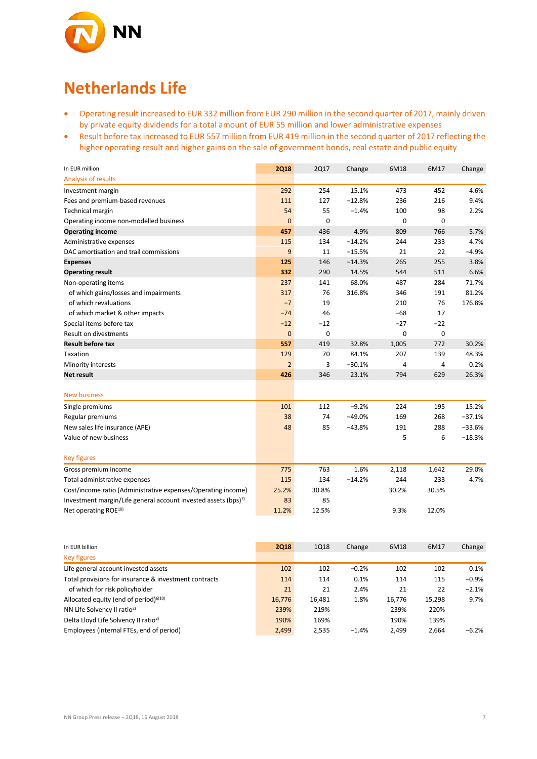# Netherlands Life

- Operating result increased to EUR 332 million from EUR 290 million in the second quarter of 2017, mainly driven by private equity dividends for a total amount of EUR 55 million and lower administrative expenses
- Result before tax increased to EUR 557 million from EUR 419 million in the second quarter of 2017 reflecting the higher operating result and higher gains on the sale of government bonds, real estate and public equity

| In EUR million | 2Q18 | 2Q17 | Change | 6M18 | 6M17 | Change |
|---|---|---|---|---|---|---|
| Analysis of results | | | | | | |
| Investment margin | 292 | 254 | 15.1% | 473 | 452 | 4.6% |
| Fees and premium-based revenues | 111 | 127 | −12.8% | 236 | 216 | 9.4% |
| Technical margin | 54 | 55 | −1.4% | 100 | 98 | 2.2% |
| Operating income non-modelled business | 0 | 0 | | 0 | 0 | |
| **Operating income** | **457** | 436 | 4.9% | 809 | 766 | 5.7% |
| Administrative expenses | 115 | 134 | −14.2% | 244 | 233 | 4.7% |
| DAC amortisation and trail commissions | 9 | 11 | −15.5% | 21 | 22 | −4.9% |
| **Expenses** | **125** | 146 | −14.3% | 265 | 255 | 3.8% |
| **Operating result** | **332** | 290 | 14.5% | 544 | 511 | 6.6% |
| Non-operating items | 237 | 141 | 68.0% | 487 | 284 | 71.7% |
| of which gains/losses and impairments | 317 | 76 | 316.8% | 346 | 191 | 81.2% |
| of which revaluations | −7 | 19 | | 210 | 76 | 176.8% |
| of which market & other impacts | −74 | 46 | | −68 | 17 | |
| Special items before tax | −12 | −12 | | −27 | −22 | |
| Result on divestments | 0 | 0 | | 0 | 0 | |
| **Result before tax** | **557** | 419 | 32.8% | 1,005 | 772 | 30.2% |
| Taxation | 129 | 70 | 84.1% | 207 | 139 | 48.3% |
| Minority interests | 2 | 3 | −30.1% | 4 | 4 | 0.2% |
| **Net result** | **426** | 346 | 23.1% | 794 | 629 | 26.3% |
| | | | | | | |
| New business | | | | | | |
| Single premiums | 101 | 112 | −9.2% | 224 | 195 | 15.2% |
| Regular premiums | 38 | 74 | −49.0% | 169 | 268 | −37.1% |
| New sales life insurance (APE) | 48 | 85 | −43.8% | 191 | 288 | −33.6% |
| Value of new business | | | | 5 | 6 | −18.3% |
| | | | | | | |
| Key figures | | | | | | |
| Gross premium income | 775 | 763 | 1.6% | 2,118 | 1,642 | 29.0% |
| Total administrative expenses | 115 | 134 | −14.2% | 244 | 233 | 4.7% |
| Cost/income ratio (Administrative expenses/Operating income) | 25.2% | 30.8% | | 30.2% | 30.5% | |
| Investment margin/Life general account invested assets (bps)[7] | 83 | 85 | | | | |
| Net operating ROE[10] | 11.2% | 12.5% | | 9.3% | 12.0% | |

| In EUR billion | 2Q18 | 1Q18 | Change | 6M18 | 6M17 | Change |
|---|---|---|---|---|---|---|
| Key figures | | | | | | |
| Life general account invested assets | 102 | 102 | −0.2% | 102 | 102 | 0.1% |
| Total provisions for insurance & investment contracts | 114 | 114 | 0.1% | 114 | 115 | −0.9% |
| of which for risk policyholder | 21 | 21 | 2.4% | 21 | 22 | −2.1% |
| Allocated equity (end of period)[6][10] | 16,776 | 16,481 | 1.8% | 16,776 | 15,298 | 9.7% |
| NN Life Solvency II ratio[2] | 239% | 219% | | 239% | 220% | |
| Delta Lloyd Life Solvency II ratio[2] | 190% | 169% | | 190% | 139% | |
| Employees (internal FTEs, end of period) | 2,499 | 2,535 | −1.4% | 2,499 | 2,664 | −6.2% |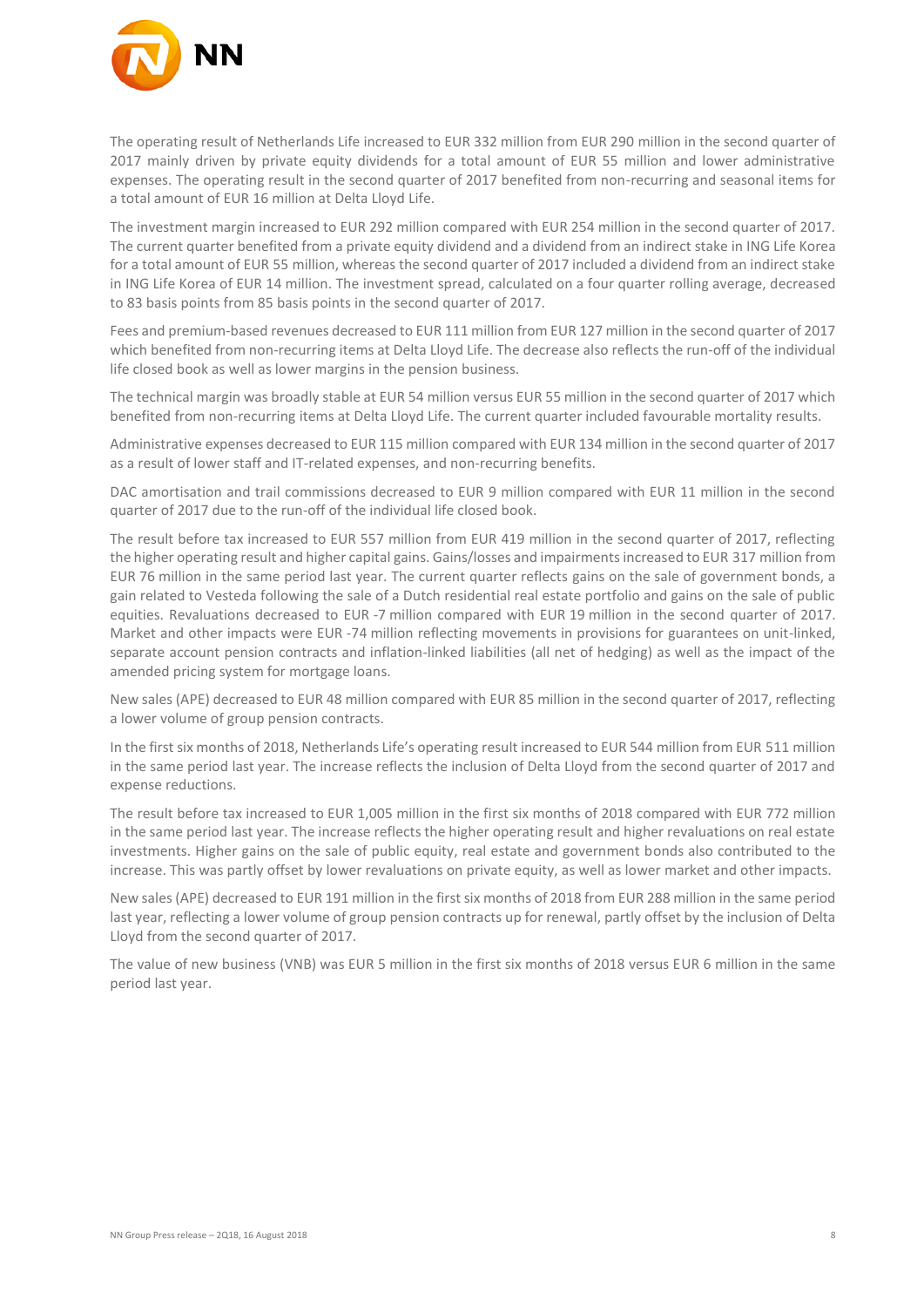The operating result of Netherlands Life increased to EUR 332 million from EUR 290 million in the second quarter of 2017 mainly driven by private equity dividends for a total amount of EUR 55 million and lower administrative expenses. The operating result in the second quarter of 2017 benefited from non-recurring and seasonal items for a total amount of EUR 16 million at Delta Lloyd Life.

The investment margin increased to EUR 292 million compared with EUR 254 million in the second quarter of 2017. The current quarter benefited from a private equity dividend and a dividend from an indirect stake in ING Life Korea for a total amount of EUR 55 million, whereas the second quarter of 2017 included a dividend from an indirect stake in ING Life Korea of EUR 14 million. The investment spread, calculated on a four quarter rolling average, decreased to 83 basis points from 85 basis points in the second quarter of 2017.

Fees and premium-based revenues decreased to EUR 111 million from EUR 127 million in the second quarter of 2017 which benefited from non-recurring items at Delta Lloyd Life. The decrease also reflects the run-off of the individual life closed book as well as lower margins in the pension business.

The technical margin was broadly stable at EUR 54 million versus EUR 55 million in the second quarter of 2017 which benefited from non-recurring items at Delta Lloyd Life. The current quarter included favourable mortality results.

Administrative expenses decreased to EUR 115 million compared with EUR 134 million in the second quarter of 2017 as a result of lower staff and IT-related expenses, and non-recurring benefits.

DAC amortisation and trail commissions decreased to EUR 9 million compared with EUR 11 million in the second quarter of 2017 due to the run-off of the individual life closed book.

The result before tax increased to EUR 557 million from EUR 419 million in the second quarter of 2017, reflecting the higher operating result and higher capital gains. Gains/losses and impairments increased to EUR 317 million from EUR 76 million in the same period last year. The current quarter reflects gains on the sale of government bonds, a gain related to Vesteda following the sale of a Dutch residential real estate portfolio and gains on the sale of public equities. Revaluations decreased to EUR -7 million compared with EUR 19 million in the second quarter of 2017. Market and other impacts were EUR -74 million reflecting movements in provisions for guarantees on unit-linked, separate account pension contracts and inflation-linked liabilities (all net of hedging) as well as the impact of the amended pricing system for mortgage loans.

New sales (APE) decreased to EUR 48 million compared with EUR 85 million in the second quarter of 2017, reflecting a lower volume of group pension contracts.

In the first six months of 2018, Netherlands Life's operating result increased to EUR 544 million from EUR 511 million in the same period last year. The increase reflects the inclusion of Delta Lloyd from the second quarter of 2017 and expense reductions.

The result before tax increased to EUR 1,005 million in the first six months of 2018 compared with EUR 772 million in the same period last year. The increase reflects the higher operating result and higher revaluations on real estate investments. Higher gains on the sale of public equity, real estate and government bonds also contributed to the increase. This was partly offset by lower revaluations on private equity, as well as lower market and other impacts.

New sales (APE) decreased to EUR 191 million in the first six months of 2018 from EUR 288 million in the same period last year, reflecting a lower volume of group pension contracts up for renewal, partly offset by the inclusion of Delta Lloyd from the second quarter of 2017.

The value of new business (VNB) was EUR 5 million in the first six months of 2018 versus EUR 6 million in the same period last year.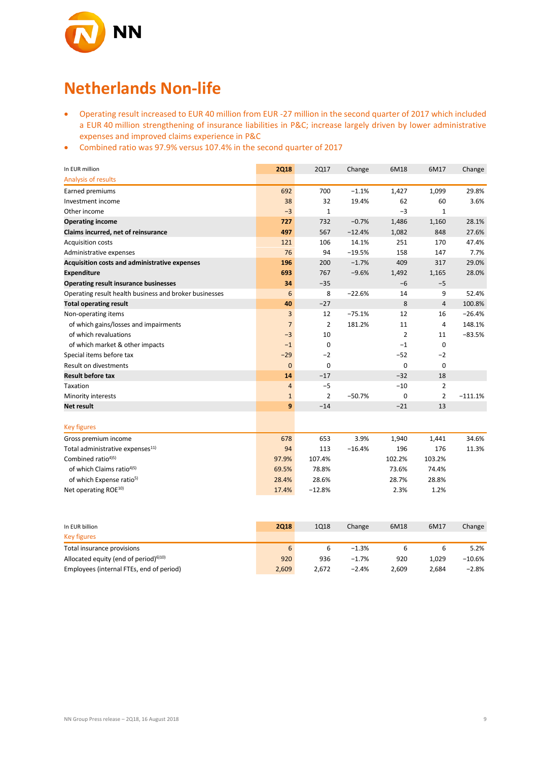# Netherlands Non-life

- Operating result increased to EUR 40 million from EUR -27 million in the second quarter of 2017 which included a EUR 40 million strengthening of insurance liabilities in P&C; increase largely driven by lower administrative expenses and improved claims experience in P&C
- Combined ratio was 97.9% versus 107.4% in the second quarter of 2017

| In EUR million | 2Q18 | 2Q17 | Change | 6M18 | 6M17 | Change |
|---|---|---|---|---|---|---|
| Analysis of results | | | | | | |
| Earned premiums | 692 | 700 | −1.1% | 1,427 | 1,099 | 29.8% |
| Investment income | 38 | 32 | 19.4% | 62 | 60 | 3.6% |
| Other income | −3 | 1 | | −3 | 1 | |
| **Operating income** | **727** | 732 | −0.7% | 1,486 | 1,160 | 28.1% |
| **Claims incurred, net of reinsurance** | **497** | 567 | −12.4% | 1,082 | 848 | 27.6% |
| Acquisition costs | 121 | 106 | 14.1% | 251 | 170 | 47.4% |
| Administrative expenses | 76 | 94 | −19.5% | 158 | 147 | 7.7% |
| **Acquisition costs and administrative expenses** | **196** | 200 | −1.7% | 409 | 317 | 29.0% |
| **Expenditure** | **693** | 767 | −9.6% | 1,492 | 1,165 | 28.0% |
| **Operating result insurance businesses** | **34** | −35 | | −6 | −5 | |
| Operating result health business and broker businesses | 6 | 8 | −22.6% | 14 | 9 | 52.4% |
| **Total operating result** | **40** | −27 | | 8 | 4 | 100.8% |
| Non-operating items | 3 | 12 | −75.1% | 12 | 16 | −26.4% |
| of which gains/losses and impairments | 7 | 2 | 181.2% | 11 | 4 | 148.1% |
| of which revaluations | −3 | 10 | | 2 | 11 | −83.5% |
| of which market & other impacts | −1 | 0 | | −1 | 0 | |
| Special items before tax | −29 | −2 | | −52 | −2 | |
| Result on divestments | 0 | 0 | | 0 | 0 | |
| **Result before tax** | **14** | −17 | | −32 | 18 | |
| Taxation | 4 | −5 | | −10 | 2 | |
| Minority interests | 1 | 2 | −50.7% | 0 | 2 | −111.1% |
| **Net result** | **9** | −14 | | −21 | 13 | |
| | | | | | | |
| Key figures | | | | | | |
| Gross premium income | 678 | 653 | 3.9% | 1,940 | 1,441 | 34.6% |
| Total administrative expenses[11] | 94 | 113 | −16.4% | 196 | 176 | 11.3% |
| Combined ratio[4][5] | 97.9% | 107.4% | | 102.2% | 103.2% | |
| of which Claims ratio[4][5] | 69.5% | 78.8% | | 73.6% | 74.4% | |
| of which Expense ratio[5] | 28.4% | 28.6% | | 28.7% | 28.8% | |
| Net operating ROE[10] | 17.4% | −12.8% | | 2.3% | 1.2% | |

| In EUR billion | 2Q18 | 1Q18 | Change | 6M18 | 6M17 | Change |
|---|---|---|---|---|---|---|
| Key figures | | | | | | |
| Total insurance provisions | 6 | 6 | −1.3% | 6 | 6 | 5.2% |
| Allocated equity (end of period)[6][10] | 920 | 936 | −1.7% | 920 | 1,029 | −10.6% |
| Employees (internal FTEs, end of period) | 2,609 | 2,672 | −2.4% | 2,609 | 2,684 | −2.8% |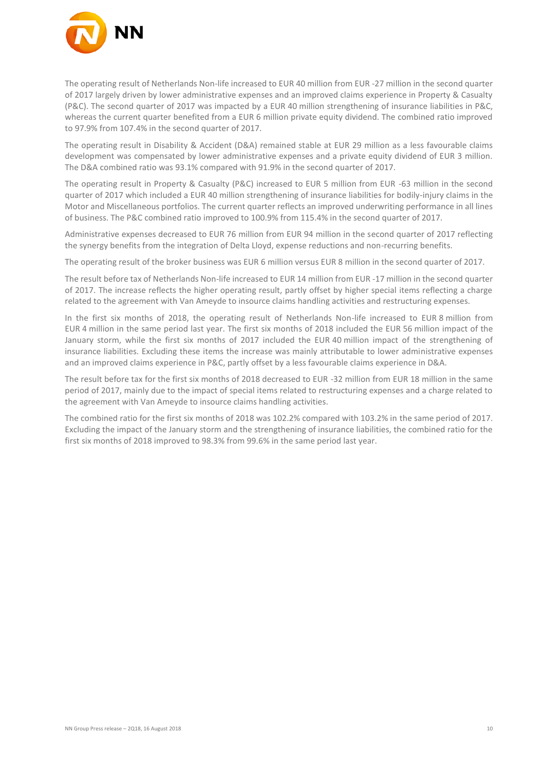The operating result of Netherlands Non-life increased to EUR 40 million from EUR -27 million in the second quarter of 2017 largely driven by lower administrative expenses and an improved claims experience in Property & Casualty (P&C). The second quarter of 2017 was impacted by a EUR 40 million strengthening of insurance liabilities in P&C, whereas the current quarter benefited from a EUR 6 million private equity dividend. The combined ratio improved to 97.9% from 107.4% in the second quarter of 2017.

The operating result in Disability & Accident (D&A) remained stable at EUR 29 million as a less favourable claims development was compensated by lower administrative expenses and a private equity dividend of EUR 3 million. The D&A combined ratio was 93.1% compared with 91.9% in the second quarter of 2017.

The operating result in Property & Casualty (P&C) increased to EUR 5 million from EUR -63 million in the second quarter of 2017 which included a EUR 40 million strengthening of insurance liabilities for bodily-injury claims in the Motor and Miscellaneous portfolios. The current quarter reflects an improved underwriting performance in all lines of business. The P&C combined ratio improved to 100.9% from 115.4% in the second quarter of 2017.

Administrative expenses decreased to EUR 76 million from EUR 94 million in the second quarter of 2017 reflecting the synergy benefits from the integration of Delta Lloyd, expense reductions and non-recurring benefits.

The operating result of the broker business was EUR 6 million versus EUR 8 million in the second quarter of 2017.

The result before tax of Netherlands Non-life increased to EUR 14 million from EUR -17 million in the second quarter of 2017. The increase reflects the higher operating result, partly offset by higher special items reflecting a charge related to the agreement with Van Ameyde to insource claims handling activities and restructuring expenses.

In the first six months of 2018, the operating result of Netherlands Non-life increased to EUR 8 million from EUR 4 million in the same period last year. The first six months of 2018 included the EUR 56 million impact of the January storm, while the first six months of 2017 included the EUR 40 million impact of the strengthening of insurance liabilities. Excluding these items the increase was mainly attributable to lower administrative expenses and an improved claims experience in P&C, partly offset by a less favourable claims experience in D&A.

The result before tax for the first six months of 2018 decreased to EUR -32 million from EUR 18 million in the same period of 2017, mainly due to the impact of special items related to restructuring expenses and a charge related to the agreement with Van Ameyde to insource claims handling activities.

The combined ratio for the first six months of 2018 was 102.2% compared with 103.2% in the same period of 2017. Excluding the impact of the January storm and the strengthening of insurance liabilities, the combined ratio for the first six months of 2018 improved to 98.3% from 99.6% in the same period last year.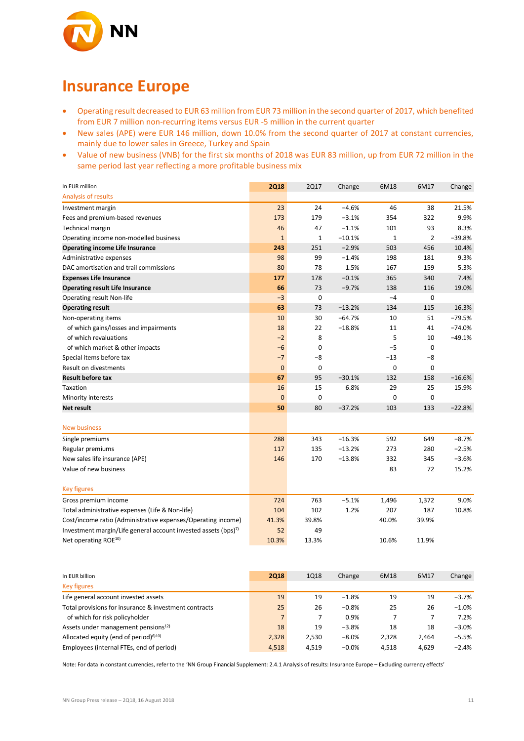# Insurance Europe

- Operating result decreased to EUR 63 million from EUR 73 million in the second quarter of 2017, which benefited from EUR 7 million non-recurring items versus EUR -5 million in the current quarter
- New sales (APE) were EUR 146 million, down 10.0% from the second quarter of 2017 at constant currencies, mainly due to lower sales in Greece, Turkey and Spain
- Value of new business (VNB) for the first six months of 2018 was EUR 83 million, up from EUR 72 million in the same period last year reflecting a more profitable business mix

| In EUR million | 2Q18 | 2Q17 | Change | 6M18 | 6M17 | Change |
|---|---|---|---|---|---|---|
| **Analysis of results** | | | | | | |
| Investment margin | 23 | 24 | −4.6% | 46 | 38 | 21.5% |
| Fees and premium-based revenues | 173 | 179 | −3.1% | 354 | 322 | 9.9% |
| Technical margin | 46 | 47 | −1.1% | 101 | 93 | 8.3% |
| Operating income non-modelled business | 1 | 1 | −10.1% | 1 | 2 | −39.8% |
| **Operating income Life Insurance** | **243** | 251 | −2.9% | 503 | 456 | 10.4% |
| Administrative expenses | 98 | 99 | −1.4% | 198 | 181 | 9.3% |
| DAC amortisation and trail commissions | 80 | 78 | 1.5% | 167 | 159 | 5.3% |
| **Expenses Life Insurance** | **177** | 178 | −0.1% | 365 | 340 | 7.4% |
| **Operating result Life Insurance** | **66** | 73 | −9.7% | 138 | 116 | 19.0% |
| Operating result Non-life | −3 | 0 | | −4 | 0 | |
| **Operating result** | **63** | 73 | −13.2% | 134 | 115 | 16.3% |
| Non-operating items | 10 | 30 | −64.7% | 10 | 51 | −79.5% |
| of which gains/losses and impairments | 18 | 22 | −18.8% | 11 | 41 | −74.0% |
| of which revaluations | −2 | 8 | | 5 | 10 | −49.1% |
| of which market & other impacts | −6 | 0 | | −5 | 0 | |
| Special items before tax | −7 | −8 | | −13 | −8 | |
| Result on divestments | 0 | 0 | | 0 | 0 | |
| **Result before tax** | **67** | 95 | −30.1% | 132 | 158 | −16.6% |
| Taxation | 16 | 15 | 6.8% | 29 | 25 | 15.9% |
| Minority interests | 0 | 0 | | 0 | 0 | |
| **Net result** | **50** | 80 | −37.2% | 103 | 133 | −22.8% |
| | | | | | | |
| **New business** | | | | | | |
| Single premiums | 288 | 343 | −16.3% | 592 | 649 | −8.7% |
| Regular premiums | 117 | 135 | −13.2% | 273 | 280 | −2.5% |
| New sales life insurance (APE) | 146 | 170 | −13.8% | 332 | 345 | −3.6% |
| Value of new business | | | | 83 | 72 | 15.2% |
| | | | | | | |
| **Key figures** | | | | | | |
| Gross premium income | 724 | 763 | −5.1% | 1,496 | 1,372 | 9.0% |
| Total administrative expenses (Life & Non-life) | 104 | 102 | 1.2% | 207 | 187 | 10.8% |
| Cost/income ratio (Administrative expenses/Operating income) | 41.3% | 39.8% | | 40.0% | 39.9% | |
| Investment margin/Life general account invested assets (bps)[7] | 52 | 49 | | | | |
| Net operating ROE[10] | 10.3% | 13.3% | | 10.6% | 11.9% | |

| In EUR billion | 2Q18 | 1Q18 | Change | 6M18 | 6M17 | Change |
|---|---|---|---|---|---|---|
| **Key figures** | | | | | | |
| Life general account invested assets | 19 | 19 | −1.8% | 19 | 19 | −3.7% |
| Total provisions for insurance & investment contracts | 25 | 26 | −0.8% | 25 | 26 | −1.0% |
| of which for risk policyholder | 7 | 7 | 0.9% | 7 | 7 | 7.2% |
| Assets under management pensions[12] | 18 | 19 | −3.8% | 18 | 18 | −3.0% |
| Allocated equity (end of period)[6][10] | 2,328 | 2,530 | −8.0% | 2,328 | 2,464 | −5.5% |
| Employees (internal FTEs, end of period) | 4,518 | 4,519 | −0.0% | 4,518 | 4,629 | −2.4% |

Note: For data in constant currencies, refer to the 'NN Group Financial Supplement: 2.4.1 Analysis of results: Insurance Europe – Excluding currency effects'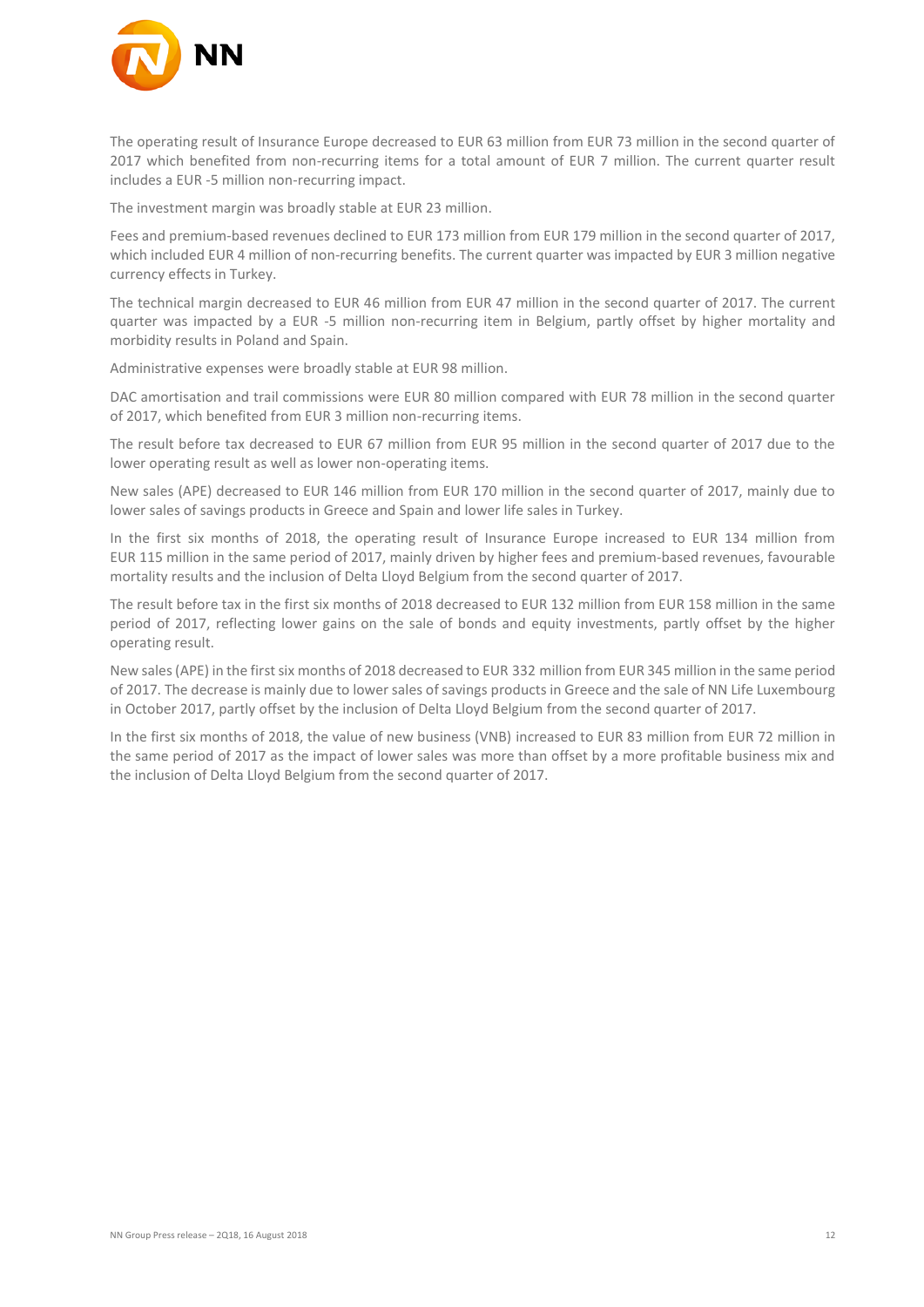The operating result of Insurance Europe decreased to EUR 63 million from EUR 73 million in the second quarter of 2017 which benefited from non-recurring items for a total amount of EUR 7 million. The current quarter result includes a EUR -5 million non-recurring impact.

The investment margin was broadly stable at EUR 23 million.

Fees and premium-based revenues declined to EUR 173 million from EUR 179 million in the second quarter of 2017, which included EUR 4 million of non-recurring benefits. The current quarter was impacted by EUR 3 million negative currency effects in Turkey.

The technical margin decreased to EUR 46 million from EUR 47 million in the second quarter of 2017. The current quarter was impacted by a EUR -5 million non-recurring item in Belgium, partly offset by higher mortality and morbidity results in Poland and Spain.

Administrative expenses were broadly stable at EUR 98 million.

DAC amortisation and trail commissions were EUR 80 million compared with EUR 78 million in the second quarter of 2017, which benefited from EUR 3 million non-recurring items.

The result before tax decreased to EUR 67 million from EUR 95 million in the second quarter of 2017 due to the lower operating result as well as lower non-operating items.

New sales (APE) decreased to EUR 146 million from EUR 170 million in the second quarter of 2017, mainly due to lower sales of savings products in Greece and Spain and lower life sales in Turkey.

In the first six months of 2018, the operating result of Insurance Europe increased to EUR 134 million from EUR 115 million in the same period of 2017, mainly driven by higher fees and premium-based revenues, favourable mortality results and the inclusion of Delta Lloyd Belgium from the second quarter of 2017.

The result before tax in the first six months of 2018 decreased to EUR 132 million from EUR 158 million in the same period of 2017, reflecting lower gains on the sale of bonds and equity investments, partly offset by the higher operating result.

New sales (APE) in the first six months of 2018 decreased to EUR 332 million from EUR 345 million in the same period of 2017. The decrease is mainly due to lower sales of savings products in Greece and the sale of NN Life Luxembourg in October 2017, partly offset by the inclusion of Delta Lloyd Belgium from the second quarter of 2017.

In the first six months of 2018, the value of new business (VNB) increased to EUR 83 million from EUR 72 million in the same period of 2017 as the impact of lower sales was more than offset by a more profitable business mix and the inclusion of Delta Lloyd Belgium from the second quarter of 2017.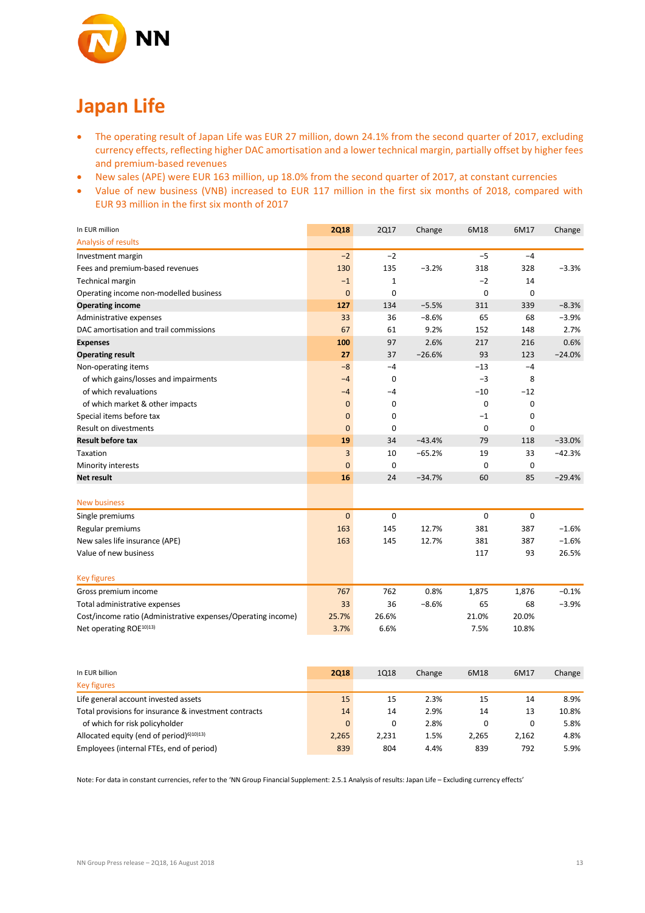# Japan Life

- The operating result of Japan Life was EUR 27 million, down 24.1% from the second quarter of 2017, excluding currency effects, reflecting higher DAC amortisation and a lower technical margin, partially offset by higher fees and premium-based revenues
- New sales (APE) were EUR 163 million, up 18.0% from the second quarter of 2017, at constant currencies
- Value of new business (VNB) increased to EUR 117 million in the first six months of 2018, compared with EUR 93 million in the first six month of 2017

| In EUR million | 2Q18 | 2Q17 | Change | 6M18 | 6M17 | Change |
|---|---|---|---|---|---|---|
| Analysis of results | | | | | | |
| Investment margin | −2 | −2 | | −5 | −4 | |
| Fees and premium-based revenues | 130 | 135 | −3.2% | 318 | 328 | −3.3% |
| Technical margin | −1 | 1 | | −2 | 14 | |
| Operating income non-modelled business | 0 | 0 | | 0 | 0 | |
| **Operating income** | **127** | 134 | −5.5% | 311 | 339 | −8.3% |
| Administrative expenses | 33 | 36 | −8.6% | 65 | 68 | −3.9% |
| DAC amortisation and trail commissions | 67 | 61 | 9.2% | 152 | 148 | 2.7% |
| **Expenses** | **100** | 97 | 2.6% | 217 | 216 | 0.6% |
| **Operating result** | **27** | 37 | −26.6% | 93 | 123 | −24.0% |
| Non-operating items | −8 | −4 | | −13 | −4 | |
| of which gains/losses and impairments | −4 | 0 | | −3 | 8 | |
| of which revaluations | −4 | −4 | | −10 | −12 | |
| of which market & other impacts | 0 | 0 | | 0 | 0 | |
| Special items before tax | 0 | 0 | | −1 | 0 | |
| Result on divestments | 0 | 0 | | 0 | 0 | |
| **Result before tax** | **19** | 34 | −43.4% | 79 | 118 | −33.0% |
| Taxation | 3 | 10 | −65.2% | 19 | 33 | −42.3% |
| Minority interests | 0 | 0 | | 0 | 0 | |
| **Net result** | **16** | 24 | −34.7% | 60 | 85 | −29.4% |
| | | | | | | |
| New business | | | | | | |
| Single premiums | 0 | 0 | | 0 | 0 | |
| Regular premiums | 163 | 145 | 12.7% | 381 | 387 | −1.6% |
| New sales life insurance (APE) | 163 | 145 | 12.7% | 381 | 387 | −1.6% |
| Value of new business | | | | 117 | 93 | 26.5% |
| | | | | | | |
| Key figures | | | | | | |
| Gross premium income | 767 | 762 | 0.8% | 1,875 | 1,876 | −0.1% |
| Total administrative expenses | 33 | 36 | −8.6% | 65 | 68 | −3.9% |
| Cost/income ratio (Administrative expenses/Operating income) | 25.7% | 26.6% | | 21.0% | 20.0% | |
| Net operating ROE[10)13)] | 3.7% | 6.6% | | 7.5% | 10.8% | |

| In EUR billion | 2Q18 | 1Q18 | Change | 6M18 | 6M17 | Change |
|---|---|---|---|---|---|---|
| Key figures | | | | | | |
| Life general account invested assets | 15 | 15 | 2.3% | 15 | 14 | 8.9% |
| Total provisions for insurance & investment contracts | 14 | 14 | 2.9% | 14 | 13 | 10.8% |
| of which for risk policyholder | 0 | 0 | 2.8% | 0 | 0 | 5.8% |
| Allocated equity (end of period)[6)10)13)] | 2,265 | 2,231 | 1.5% | 2,265 | 2,162 | 4.8% |
| Employees (internal FTEs, end of period) | 839 | 804 | 4.4% | 839 | 792 | 5.9% |

Note: For data in constant currencies, refer to the 'NN Group Financial Supplement: 2.5.1 Analysis of results: Japan Life – Excluding currency effects'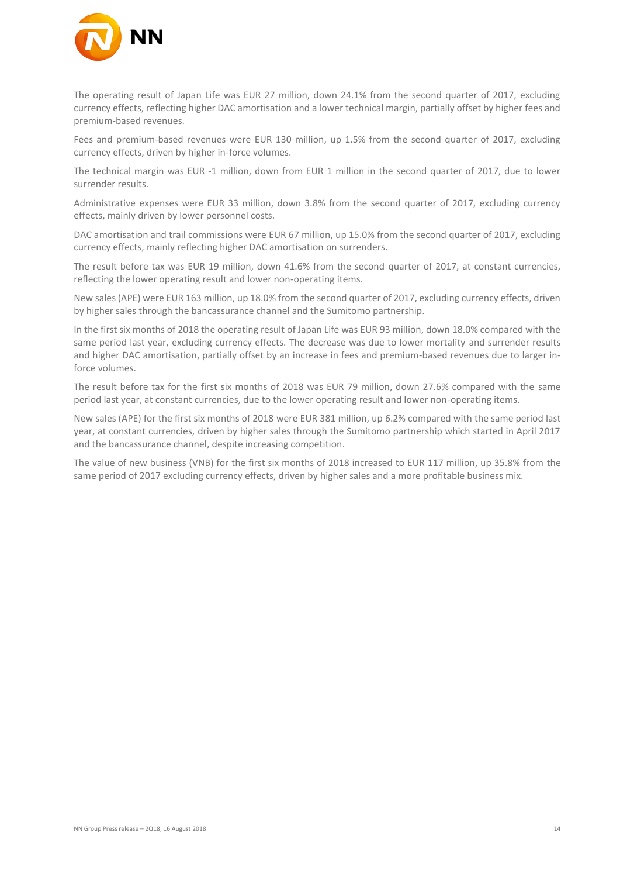The operating result of Japan Life was EUR 27 million, down 24.1% from the second quarter of 2017, excluding currency effects, reflecting higher DAC amortisation and a lower technical margin, partially offset by higher fees and premium-based revenues.

Fees and premium-based revenues were EUR 130 million, up 1.5% from the second quarter of 2017, excluding currency effects, driven by higher in-force volumes.

The technical margin was EUR -1 million, down from EUR 1 million in the second quarter of 2017, due to lower surrender results.

Administrative expenses were EUR 33 million, down 3.8% from the second quarter of 2017, excluding currency effects, mainly driven by lower personnel costs.

DAC amortisation and trail commissions were EUR 67 million, up 15.0% from the second quarter of 2017, excluding currency effects, mainly reflecting higher DAC amortisation on surrenders.

The result before tax was EUR 19 million, down 41.6% from the second quarter of 2017, at constant currencies, reflecting the lower operating result and lower non-operating items.

New sales (APE) were EUR 163 million, up 18.0% from the second quarter of 2017, excluding currency effects, driven by higher sales through the bancassurance channel and the Sumitomo partnership.

In the first six months of 2018 the operating result of Japan Life was EUR 93 million, down 18.0% compared with the same period last year, excluding currency effects. The decrease was due to lower mortality and surrender results and higher DAC amortisation, partially offset by an increase in fees and premium-based revenues due to larger in-force volumes.

The result before tax for the first six months of 2018 was EUR 79 million, down 27.6% compared with the same period last year, at constant currencies, due to the lower operating result and lower non-operating items.

New sales (APE) for the first six months of 2018 were EUR 381 million, up 6.2% compared with the same period last year, at constant currencies, driven by higher sales through the Sumitomo partnership which started in April 2017 and the bancassurance channel, despite increasing competition.

The value of new business (VNB) for the first six months of 2018 increased to EUR 117 million, up 35.8% from the same period of 2017 excluding currency effects, driven by higher sales and a more profitable business mix.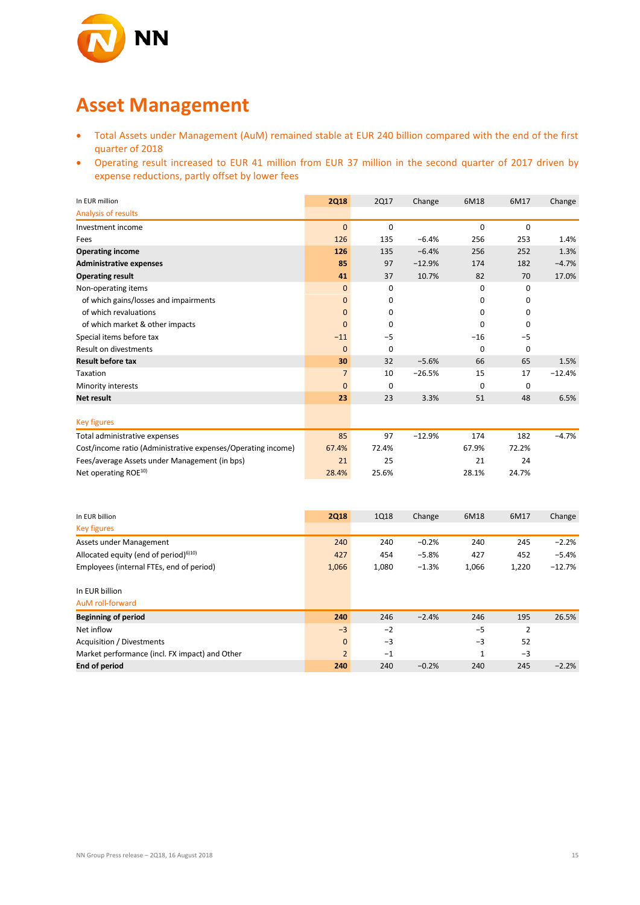# Asset Management

- Total Assets under Management (AuM) remained stable at EUR 240 billion compared with the end of the first quarter of 2018
- Operating result increased to EUR 41 million from EUR 37 million in the second quarter of 2017 driven by expense reductions, partly offset by lower fees

| In EUR million | 2Q18 | 2Q17 | Change | 6M18 | 6M17 | Change |
|---|---|---|---|---|---|---|
| Analysis of results | | | | | | |
| Investment income | 0 | 0 | | 0 | 0 | |
| Fees | 126 | 135 | −6.4% | 256 | 253 | 1.4% |
| **Operating income** | **126** | 135 | −6.4% | 256 | 252 | 1.3% |
| **Administrative expenses** | **85** | 97 | −12.9% | 174 | 182 | −4.7% |
| **Operating result** | **41** | 37 | 10.7% | 82 | 70 | 17.0% |
| Non-operating items | 0 | 0 | | 0 | 0 | |
| of which gains/losses and impairments | 0 | 0 | | 0 | 0 | |
| of which revaluations | 0 | 0 | | 0 | 0 | |
| of which market & other impacts | 0 | 0 | | 0 | 0 | |
| Special items before tax | −11 | −5 | | −16 | −5 | |
| Result on divestments | 0 | 0 | | 0 | 0 | |
| **Result before tax** | **30** | 32 | −5.6% | 66 | 65 | 1.5% |
| Taxation | 7 | 10 | −26.5% | 15 | 17 | −12.4% |
| Minority interests | 0 | 0 | | 0 | 0 | |
| **Net result** | **23** | 23 | 3.3% | 51 | 48 | 6.5% |
| | | | | | | |
| Key figures | | | | | | |
| Total administrative expenses | 85 | 97 | −12.9% | 174 | 182 | −4.7% |
| Cost/income ratio (Administrative expenses/Operating income) | 67.4% | 72.4% | | 67.9% | 72.2% | |
| Fees/average Assets under Management (in bps) | 21 | 25 | | 21 | 24 | |
| Net operating ROE[10] | 28.4% | 25.6% | | 28.1% | 24.7% | |

| In EUR billion | 2Q18 | 1Q18 | Change | 6M18 | 6M17 | Change |
|---|---|---|---|---|---|---|
| Key figures | | | | | | |
| Assets under Management | 240 | 240 | −0.2% | 240 | 245 | −2.2% |
| Allocated equity (end of period)[6][10] | 427 | 454 | −5.8% | 427 | 452 | −5.4% |
| Employees (internal FTEs, end of period) | 1,066 | 1,080 | −1.3% | 1,066 | 1,220 | −12.7% |
| | | | | | | |
| In EUR billion | | | | | | |
| AuM roll-forward | | | | | | |
| **Beginning of period** | **240** | 246 | −2.4% | 246 | 195 | 26.5% |
| Net inflow | −3 | −2 | | −5 | 2 | |
| Acquisition / Divestments | 0 | −3 | | −3 | 52 | |
| Market performance (incl. FX impact) and Other | 2 | −1 | | 1 | −3 | |
| **End of period** | **240** | 240 | −0.2% | 240 | 245 | −2.2% |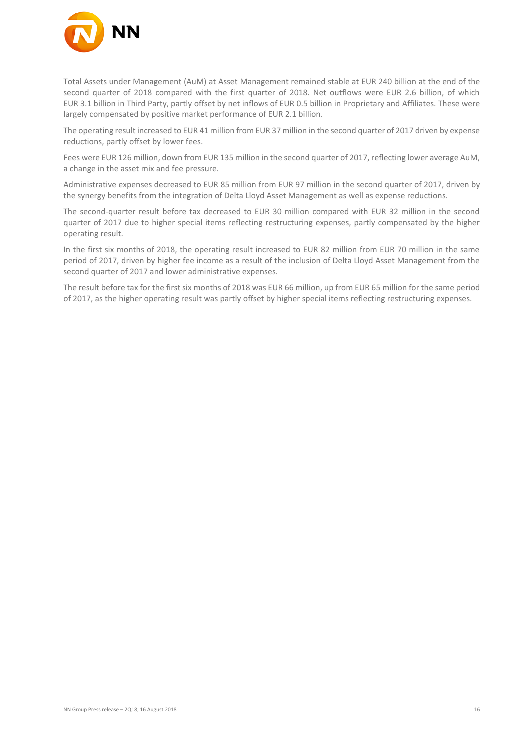Total Assets under Management (AuM) at Asset Management remained stable at EUR 240 billion at the end of the second quarter of 2018 compared with the first quarter of 2018. Net outflows were EUR 2.6 billion, of which EUR 3.1 billion in Third Party, partly offset by net inflows of EUR 0.5 billion in Proprietary and Affiliates. These were largely compensated by positive market performance of EUR 2.1 billion.

The operating result increased to EUR 41 million from EUR 37 million in the second quarter of 2017 driven by expense reductions, partly offset by lower fees.

Fees were EUR 126 million, down from EUR 135 million in the second quarter of 2017, reflecting lower average AuM, a change in the asset mix and fee pressure.

Administrative expenses decreased to EUR 85 million from EUR 97 million in the second quarter of 2017, driven by the synergy benefits from the integration of Delta Lloyd Asset Management as well as expense reductions.

The second-quarter result before tax decreased to EUR 30 million compared with EUR 32 million in the second quarter of 2017 due to higher special items reflecting restructuring expenses, partly compensated by the higher operating result.

In the first six months of 2018, the operating result increased to EUR 82 million from EUR 70 million in the same period of 2017, driven by higher fee income as a result of the inclusion of Delta Lloyd Asset Management from the second quarter of 2017 and lower administrative expenses.

The result before tax for the first six months of 2018 was EUR 66 million, up from EUR 65 million for the same period of 2017, as the higher operating result was partly offset by higher special items reflecting restructuring expenses.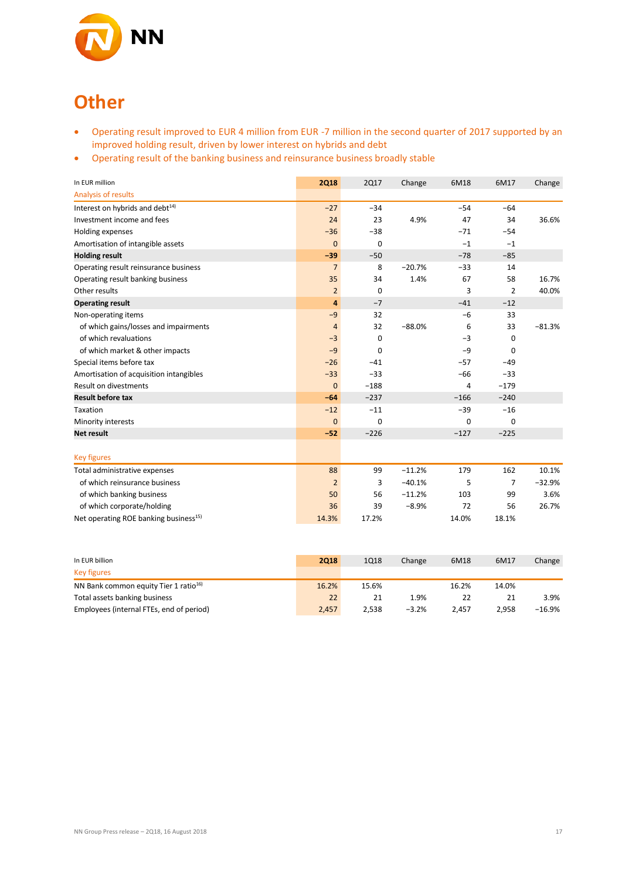# Other

- Operating result improved to EUR 4 million from EUR -7 million in the second quarter of 2017 supported by an improved holding result, driven by lower interest on hybrids and debt
- Operating result of the banking business and reinsurance business broadly stable

| In EUR million | 2Q18 | 2Q17 | Change | 6M18 | 6M17 | Change |
|---|---|---|---|---|---|---|
| Analysis of results | | | | | | |
| Interest on hybrids and debt[14] | −27 | −34 | | −54 | −64 | |
| Investment income and fees | 24 | 23 | 4.9% | 47 | 34 | 36.6% |
| Holding expenses | −36 | −38 | | −71 | −54 | |
| Amortisation of intangible assets | 0 | 0 | | −1 | −1 | |
| **Holding result** | **−39** | −50 | | −78 | −85 | |
| Operating result reinsurance business | 7 | 8 | −20.7% | −33 | 14 | |
| Operating result banking business | 35 | 34 | 1.4% | 67 | 58 | 16.7% |
| Other results | 2 | 0 | | 3 | 2 | 40.0% |
| **Operating result** | **4** | −7 | | −41 | −12 | |
| Non-operating items | −9 | 32 | | −6 | 33 | |
| of which gains/losses and impairments | 4 | 32 | −88.0% | 6 | 33 | −81.3% |
| of which revaluations | −3 | 0 | | −3 | 0 | |
| of which market & other impacts | −9 | 0 | | −9 | 0 | |
| Special items before tax | −26 | −41 | | −57 | −49 | |
| Amortisation of acquisition intangibles | −33 | −33 | | −66 | −33 | |
| Result on divestments | 0 | −188 | | 4 | −179 | |
| **Result before tax** | **−64** | −237 | | −166 | −240 | |
| Taxation | −12 | −11 | | −39 | −16 | |
| Minority interests | 0 | 0 | | 0 | 0 | |
| **Net result** | **−52** | −226 | | −127 | −225 | |
| | | | | | | |
| Key figures | | | | | | |
| Total administrative expenses | 88 | 99 | −11.2% | 179 | 162 | 10.1% |
| of which reinsurance business | 2 | 3 | −40.1% | 5 | 7 | −32.9% |
| of which banking business | 50 | 56 | −11.2% | 103 | 99 | 3.6% |
| of which corporate/holding | 36 | 39 | −8.9% | 72 | 56 | 26.7% |
| Net operating ROE banking business[15] | 14.3% | 17.2% | | 14.0% | 18.1% | |

| In EUR billion | 2Q18 | 1Q18 | Change | 6M18 | 6M17 | Change |
|---|---|---|---|---|---|---|
| Key figures | | | | | | |
| NN Bank common equity Tier 1 ratio[16] | 16.2% | 15.6% | | 16.2% | 14.0% | |
| Total assets banking business | 22 | 21 | 1.9% | 22 | 21 | 3.9% |
| Employees (internal FTEs, end of period) | 2,457 | 2,538 | −3.2% | 2,457 | 2,958 | −16.9% |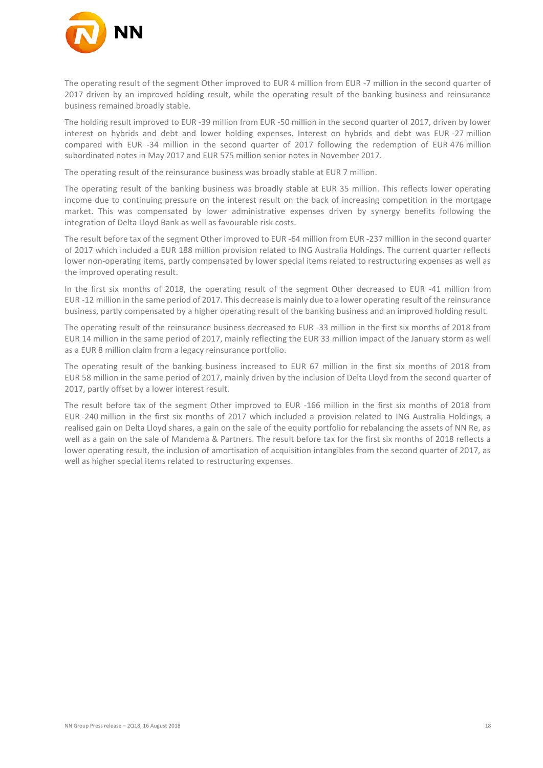The operating result of the segment Other improved to EUR 4 million from EUR -7 million in the second quarter of 2017 driven by an improved holding result, while the operating result of the banking business and reinsurance business remained broadly stable.

The holding result improved to EUR -39 million from EUR -50 million in the second quarter of 2017, driven by lower interest on hybrids and debt and lower holding expenses. Interest on hybrids and debt was EUR -27 million compared with EUR -34 million in the second quarter of 2017 following the redemption of EUR 476 million subordinated notes in May 2017 and EUR 575 million senior notes in November 2017.

The operating result of the reinsurance business was broadly stable at EUR 7 million.

The operating result of the banking business was broadly stable at EUR 35 million. This reflects lower operating income due to continuing pressure on the interest result on the back of increasing competition in the mortgage market. This was compensated by lower administrative expenses driven by synergy benefits following the integration of Delta Lloyd Bank as well as favourable risk costs.

The result before tax of the segment Other improved to EUR -64 million from EUR -237 million in the second quarter of 2017 which included a EUR 188 million provision related to ING Australia Holdings. The current quarter reflects lower non-operating items, partly compensated by lower special items related to restructuring expenses as well as the improved operating result.

In the first six months of 2018, the operating result of the segment Other decreased to EUR -41 million from EUR -12 million in the same period of 2017. This decrease is mainly due to a lower operating result of the reinsurance business, partly compensated by a higher operating result of the banking business and an improved holding result.

The operating result of the reinsurance business decreased to EUR -33 million in the first six months of 2018 from EUR 14 million in the same period of 2017, mainly reflecting the EUR 33 million impact of the January storm as well as a EUR 8 million claim from a legacy reinsurance portfolio.

The operating result of the banking business increased to EUR 67 million in the first six months of 2018 from EUR 58 million in the same period of 2017, mainly driven by the inclusion of Delta Lloyd from the second quarter of 2017, partly offset by a lower interest result.

The result before tax of the segment Other improved to EUR -166 million in the first six months of 2018 from EUR -240 million in the first six months of 2017 which included a provision related to ING Australia Holdings, a realised gain on Delta Lloyd shares, a gain on the sale of the equity portfolio for rebalancing the assets of NN Re, as well as a gain on the sale of Mandema & Partners. The result before tax for the first six months of 2018 reflects a lower operating result, the inclusion of amortisation of acquisition intangibles from the second quarter of 2017, as well as higher special items related to restructuring expenses.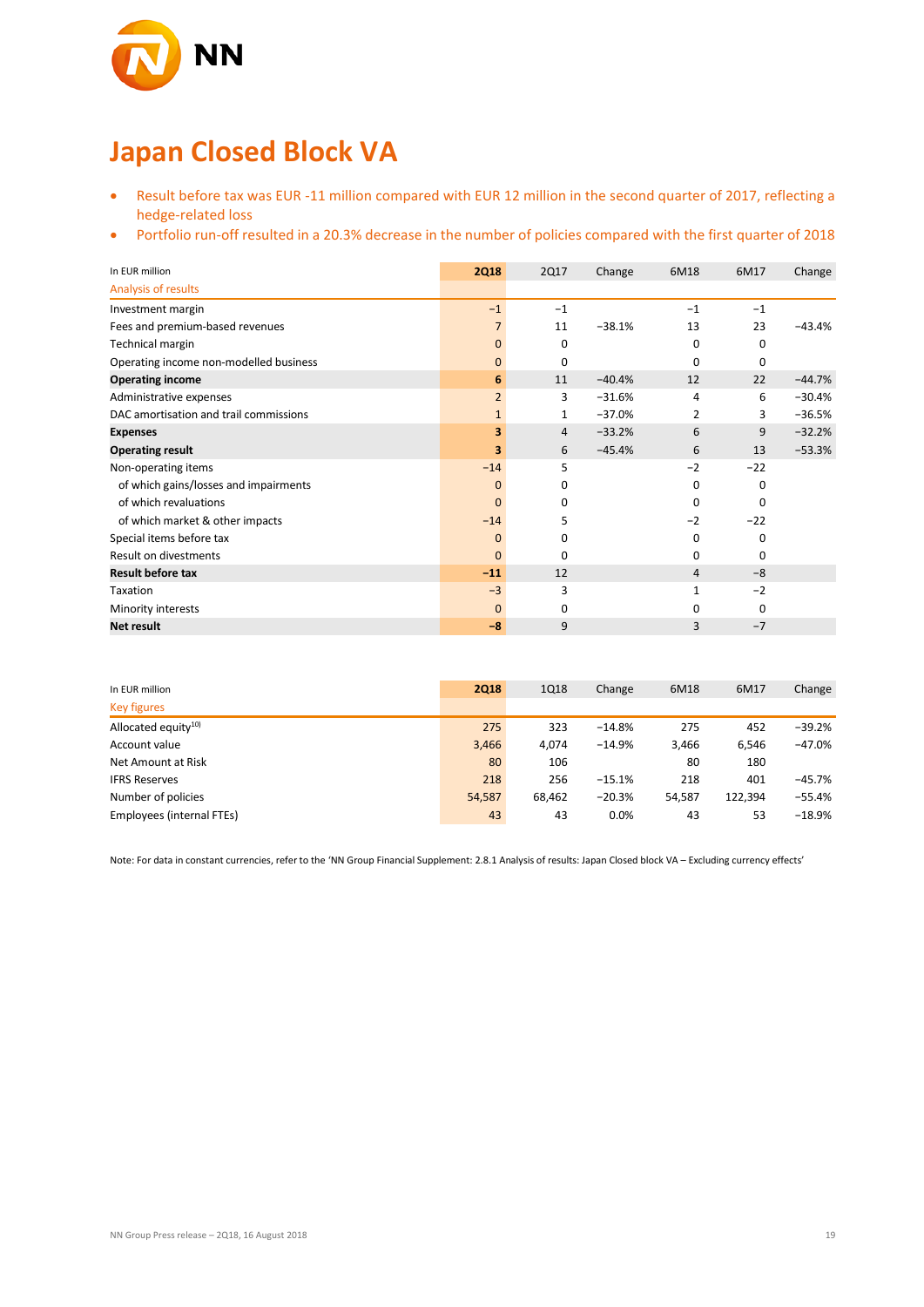# Japan Closed Block VA

- Result before tax was EUR -11 million compared with EUR 12 million in the second quarter of 2017, reflecting a hedge-related loss
- Portfolio run-off resulted in a 20.3% decrease in the number of policies compared with the first quarter of 2018

| In EUR million | 2Q18 | 2Q17 | Change | 6M18 | 6M17 | Change |
|---|---|---|---|---|---|---|
| Analysis of results | | | | | | |
| Investment margin | −1 | −1 | | −1 | −1 | |
| Fees and premium-based revenues | 7 | 11 | −38.1% | 13 | 23 | −43.4% |
| Technical margin | 0 | 0 | | 0 | 0 | |
| Operating income non-modelled business | 0 | 0 | | 0 | 0 | |
| **Operating income** | **6** | 11 | −40.4% | 12 | 22 | −44.7% |
| Administrative expenses | 2 | 3 | −31.6% | 4 | 6 | −30.4% |
| DAC amortisation and trail commissions | 1 | 1 | −37.0% | 2 | 3 | −36.5% |
| **Expenses** | **3** | 4 | −33.2% | 6 | 9 | −32.2% |
| **Operating result** | **3** | 6 | −45.4% | 6 | 13 | −53.3% |
| Non-operating items | −14 | 5 | | −2 | −22 | |
| of which gains/losses and impairments | 0 | 0 | | 0 | 0 | |
| of which revaluations | 0 | 0 | | 0 | 0 | |
| of which market & other impacts | −14 | 5 | | −2 | −22 | |
| Special items before tax | 0 | 0 | | 0 | 0 | |
| Result on divestments | 0 | 0 | | 0 | 0 | |
| **Result before tax** | **−11** | 12 | | 4 | −8 | |
| Taxation | −3 | 3 | | 1 | −2 | |
| Minority interests | 0 | 0 | | 0 | 0 | |
| **Net result** | **−8** | 9 | | 3 | −7 | |

| In EUR million | 2Q18 | 1Q18 | Change | 6M18 | 6M17 | Change |
|---|---|---|---|---|---|---|
| Key figures | | | | | | |
| Allocated equity[10)] | 275 | 323 | −14.8% | 275 | 452 | −39.2% |
| Account value | 3,466 | 4,074 | −14.9% | 3,466 | 6,546 | −47.0% |
| Net Amount at Risk | 80 | 106 | | 80 | 180 | |
| IFRS Reserves | 218 | 256 | −15.1% | 218 | 401 | −45.7% |
| Number of policies | 54,587 | 68,462 | −20.3% | 54,587 | 122,394 | −55.4% |
| Employees (internal FTEs) | 43 | 43 | 0.0% | 43 | 53 | −18.9% |

Note: For data in constant currencies, refer to the 'NN Group Financial Supplement: 2.8.1 Analysis of results: Japan Closed block VA – Excluding currency effects'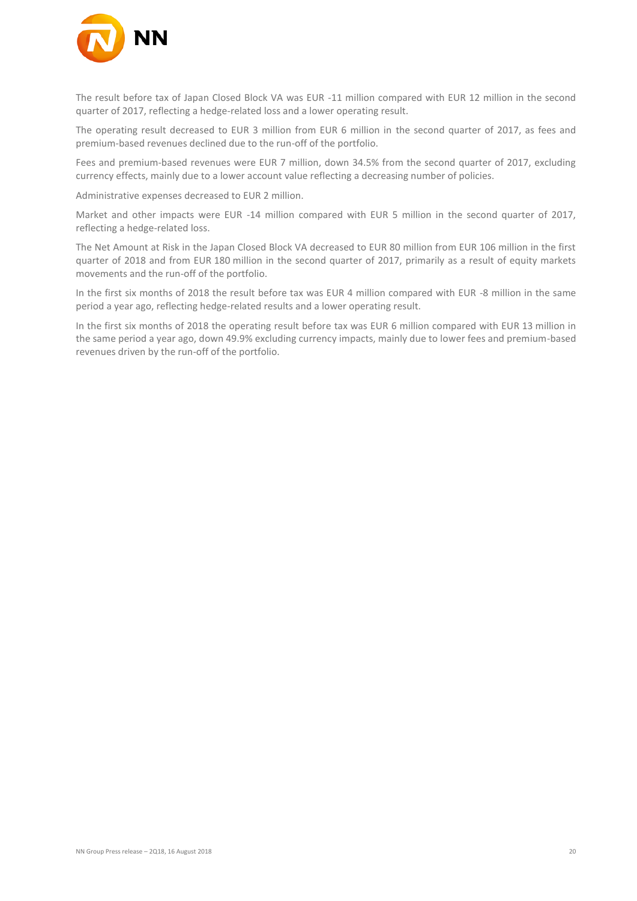The result before tax of Japan Closed Block VA was EUR -11 million compared with EUR 12 million in the second quarter of 2017, reflecting a hedge-related loss and a lower operating result.

The operating result decreased to EUR 3 million from EUR 6 million in the second quarter of 2017, as fees and premium-based revenues declined due to the run-off of the portfolio.

Fees and premium-based revenues were EUR 7 million, down 34.5% from the second quarter of 2017, excluding currency effects, mainly due to a lower account value reflecting a decreasing number of policies.

Administrative expenses decreased to EUR 2 million.

Market and other impacts were EUR -14 million compared with EUR 5 million in the second quarter of 2017, reflecting a hedge-related loss.

The Net Amount at Risk in the Japan Closed Block VA decreased to EUR 80 million from EUR 106 million in the first quarter of 2018 and from EUR 180 million in the second quarter of 2017, primarily as a result of equity markets movements and the run-off of the portfolio.

In the first six months of 2018 the result before tax was EUR 4 million compared with EUR -8 million in the same period a year ago, reflecting hedge-related results and a lower operating result.

In the first six months of 2018 the operating result before tax was EUR 6 million compared with EUR 13 million in the same period a year ago, down 49.9% excluding currency impacts, mainly due to lower fees and premium-based revenues driven by the run-off of the portfolio.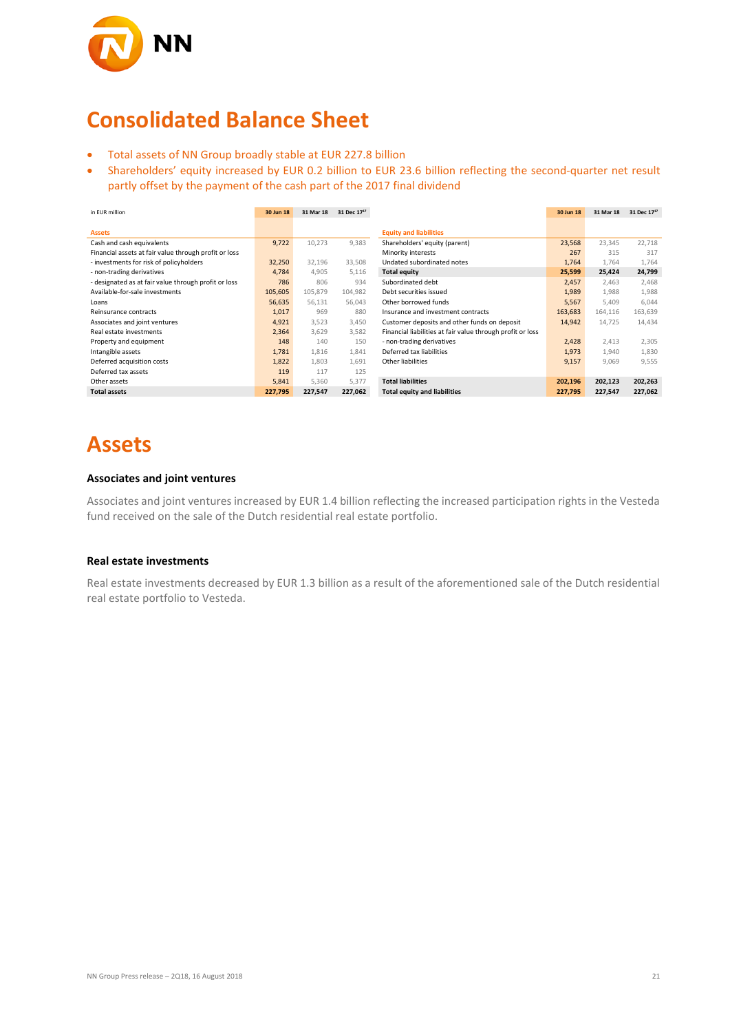# Consolidated Balance Sheet

- Total assets of NN Group broadly stable at EUR 227.8 billion
- Shareholders' equity increased by EUR 0.2 billion to EUR 23.6 billion reflecting the second-quarter net result partly offset by the payment of the cash part of the 2017 final dividend

| in EUR million | 30 Jun 18 | 31 Mar 18 | 31 Dec 17[17] | | 30 Jun 18 | 31 Mar 18 | 31 Dec 17[17] |
|---|---|---|---|---|---|---|---|
| **Assets** | | | | **Equity and liabilities** | | | |
| Cash and cash equivalents | 9,722 | 10,273 | 9,383 | Shareholders' equity (parent) | 23,568 | 23,345 | 22,718 |
| Financial assets at fair value through profit or loss | | | | Minority interests | 267 | 315 | 317 |
| - investments for risk of policyholders | 32,250 | 32,196 | 33,508 | Undated subordinated notes | 1,764 | 1,764 | 1,764 |
| - non-trading derivatives | 4,784 | 4,905 | 5,116 | **Total equity** | **25,599** | **25,424** | **24,799** |
| - designated as at fair value through profit or loss | 786 | 806 | 934 | Subordinated debt | 2,457 | 2,463 | 2,468 |
| Available-for-sale investments | 105,605 | 105,879 | 104,982 | Debt securities issued | 1,989 | 1,988 | 1,988 |
| Loans | 56,635 | 56,131 | 56,043 | Other borrowed funds | 5,567 | 5,409 | 6,044 |
| Reinsurance contracts | 1,017 | 969 | 880 | Insurance and investment contracts | 163,683 | 164,116 | 163,639 |
| Associates and joint ventures | 4,921 | 3,523 | 3,450 | Customer deposits and other funds on deposit | 14,942 | 14,725 | 14,434 |
| Real estate investments | 2,364 | 3,629 | 3,582 | Financial liabilities at fair value through profit or loss | | | |
| Property and equipment | 148 | 140 | 150 | - non-trading derivatives | 2,428 | 2,413 | 2,305 |
| Intangible assets | 1,781 | 1,816 | 1,841 | Deferred tax liabilities | 1,973 | 1,940 | 1,830 |
| Deferred acquisition costs | 1,822 | 1,803 | 1,691 | Other liabilities | 9,157 | 9,069 | 9,555 |
| Deferred tax assets | 119 | 117 | 125 | | | | |
| Other assets | 5,841 | 5,360 | 5,377 | **Total liabilities** | **202,196** | **202,123** | **202,263** |
| **Total assets** | **227,795** | **227,547** | **227,062** | **Total equity and liabilities** | **227,795** | **227,547** | **227,062** |

# Assets

### Associates and joint ventures

Associates and joint ventures increased by EUR 1.4 billion reflecting the increased participation rights in the Vesteda fund received on the sale of the Dutch residential real estate portfolio.

### Real estate investments

Real estate investments decreased by EUR 1.3 billion as a result of the aforementioned sale of the Dutch residential real estate portfolio to Vesteda.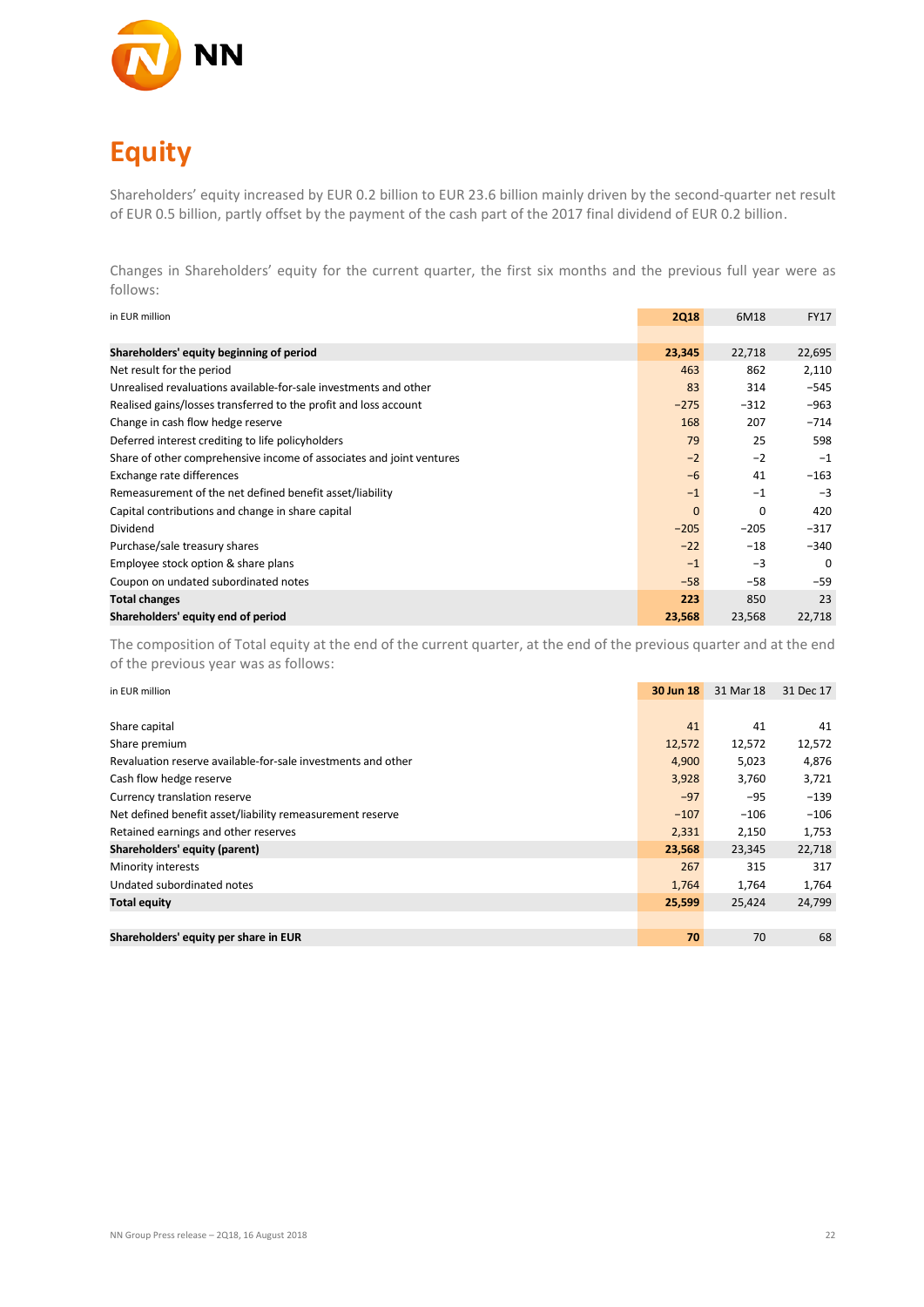# Equity

Shareholders' equity increased by EUR 0.2 billion to EUR 23.6 billion mainly driven by the second-quarter net result of EUR 0.5 billion, partly offset by the payment of the cash part of the 2017 final dividend of EUR 0.2 billion.

Changes in Shareholders' equity for the current quarter, the first six months and the previous full year were as follows:

| in EUR million | 2Q18 | 6M18 | FY17 |
|---|---|---|---|
| **Shareholders' equity beginning of period** | **23,345** | 22,718 | 22,695 |
| Net result for the period | 463 | 862 | 2,110 |
| Unrealised revaluations available-for-sale investments and other | 83 | 314 | −545 |
| Realised gains/losses transferred to the profit and loss account | −275 | −312 | −963 |
| Change in cash flow hedge reserve | 168 | 207 | −714 |
| Deferred interest crediting to life policyholders | 79 | 25 | 598 |
| Share of other comprehensive income of associates and joint ventures | −2 | −2 | −1 |
| Exchange rate differences | −6 | 41 | −163 |
| Remeasurement of the net defined benefit asset/liability | −1 | −1 | −3 |
| Capital contributions and change in share capital | 0 | 0 | 420 |
| Dividend | −205 | −205 | −317 |
| Purchase/sale treasury shares | −22 | −18 | −340 |
| Employee stock option & share plans | −1 | −3 | 0 |
| Coupon on undated subordinated notes | −58 | −58 | −59 |
| **Total changes** | **223** | 850 | 23 |
| **Shareholders' equity end of period** | **23,568** | 23,568 | 22,718 |

The composition of Total equity at the end of the current quarter, at the end of the previous quarter and at the end of the previous year was as follows:

| in EUR million | 30 Jun 18 | 31 Mar 18 | 31 Dec 17 |
|---|---|---|---|
| Share capital | 41 | 41 | 41 |
| Share premium | 12,572 | 12,572 | 12,572 |
| Revaluation reserve available-for-sale investments and other | 4,900 | 5,023 | 4,876 |
| Cash flow hedge reserve | 3,928 | 3,760 | 3,721 |
| Currency translation reserve | −97 | −95 | −139 |
| Net defined benefit asset/liability remeasurement reserve | −107 | −106 | −106 |
| Retained earnings and other reserves | 2,331 | 2,150 | 1,753 |
| **Shareholders' equity (parent)** | **23,568** | 23,345 | 22,718 |
| Minority interests | 267 | 315 | 317 |
| Undated subordinated notes | 1,764 | 1,764 | 1,764 |
| **Total equity** | **25,599** | 25,424 | 24,799 |
| | | | |
| **Shareholders' equity per share in EUR** | **70** | 70 | 68 |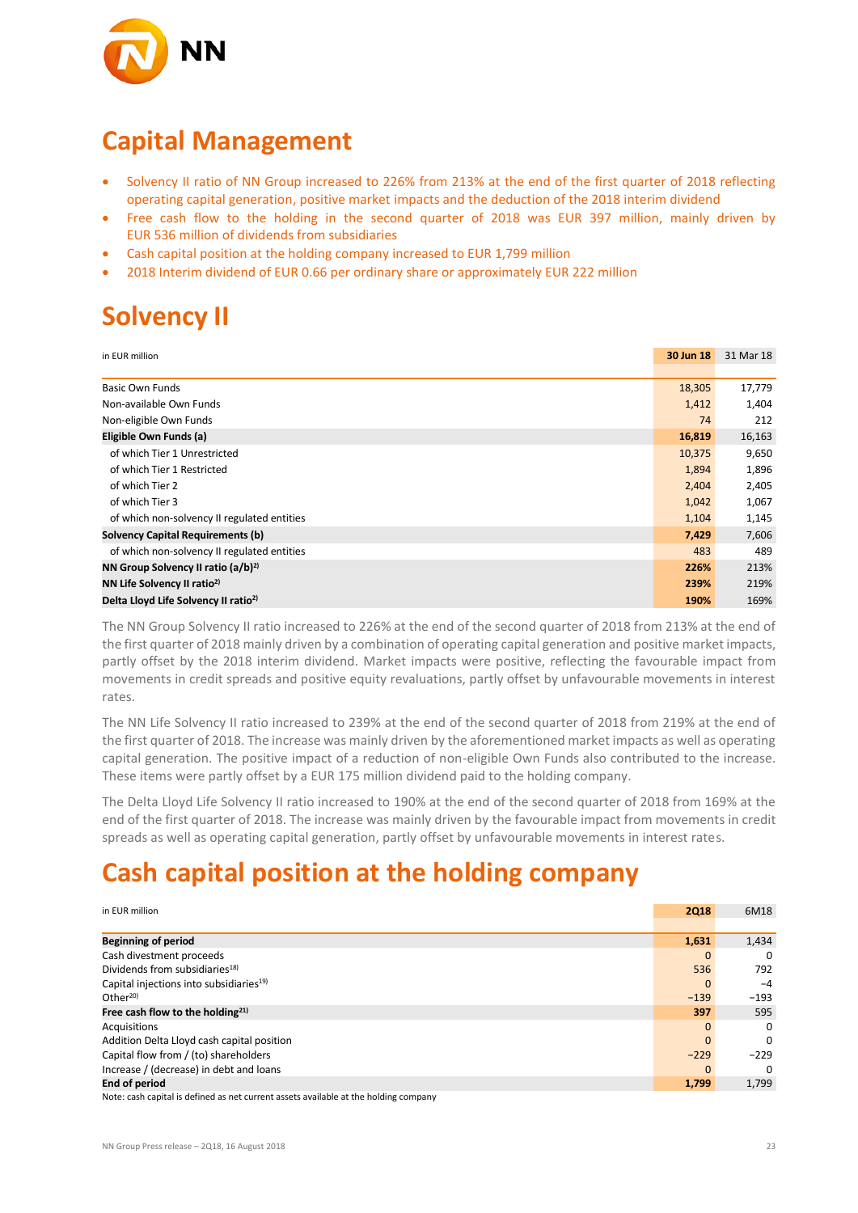# Capital Management

- Solvency II ratio of NN Group increased to 226% from 213% at the end of the first quarter of 2018 reflecting operating capital generation, positive market impacts and the deduction of the 2018 interim dividend
- Free cash flow to the holding in the second quarter of 2018 was EUR 397 million, mainly driven by EUR 536 million of dividends from subsidiaries
- Cash capital position at the holding company increased to EUR 1,799 million
- 2018 Interim dividend of EUR 0.66 per ordinary share or approximately EUR 222 million

# Solvency II

| in EUR million | 30 Jun 18 | 31 Mar 18 |
|---|---|---|
| Basic Own Funds | 18,305 | 17,779 |
| Non-available Own Funds | 1,412 | 1,404 |
| Non-eligible Own Funds | 74 | 212 |
| **Eligible Own Funds (a)** | **16,819** | 16,163 |
| of which Tier 1 Unrestricted | 10,375 | 9,650 |
| of which Tier 1 Restricted | 1,894 | 1,896 |
| of which Tier 2 | 2,404 | 2,405 |
| of which Tier 3 | 1,042 | 1,067 |
| of which non-solvency II regulated entities | 1,104 | 1,145 |
| **Solvency Capital Requirements (b)** | **7,429** | 7,606 |
| of which non-solvency II regulated entities | 483 | 489 |
| **NN Group Solvency II ratio (a/b)[2)]** | **226%** | 213% |
| **NN Life Solvency II ratio[2)]** | **239%** | 219% |
| **Delta Lloyd Life Solvency II ratio[2)]** | **190%** | 169% |

The NN Group Solvency II ratio increased to 226% at the end of the second quarter of 2018 from 213% at the end of the first quarter of 2018 mainly driven by a combination of operating capital generation and positive market impacts, partly offset by the 2018 interim dividend. Market impacts were positive, reflecting the favourable impact from movements in credit spreads and positive equity revaluations, partly offset by unfavourable movements in interest rates.

The NN Life Solvency II ratio increased to 239% at the end of the second quarter of 2018 from 219% at the end of the first quarter of 2018. The increase was mainly driven by the aforementioned market impacts as well as operating capital generation. The positive impact of a reduction of non-eligible Own Funds also contributed to the increase. These items were partly offset by a EUR 175 million dividend paid to the holding company.

The Delta Lloyd Life Solvency II ratio increased to 190% at the end of the second quarter of 2018 from 169% at the end of the first quarter of 2018. The increase was mainly driven by the favourable impact from movements in credit spreads as well as operating capital generation, partly offset by unfavourable movements in interest rates.

# Cash capital position at the holding company

| in EUR million | 2Q18 | 6M18 |
|---|---|---|
| **Beginning of period** | **1,631** | 1,434 |
| Cash divestment proceeds | 0 | 0 |
| Dividends from subsidiaries[18)] | 536 | 792 |
| Capital injections into subsidiaries[19)] | 0 | −4 |
| Other[20)] | −139 | −193 |
| **Free cash flow to the holding[21)]** | **397** | 595 |
| Acquisitions | 0 | 0 |
| Addition Delta Lloyd cash capital position | 0 | 0 |
| Capital flow from / (to) shareholders | −229 | −229 |
| Increase / (decrease) in debt and loans | 0 | 0 |
| **End of period** | **1,799** | 1,799 |

Note: cash capital is defined as net current assets available at the holding company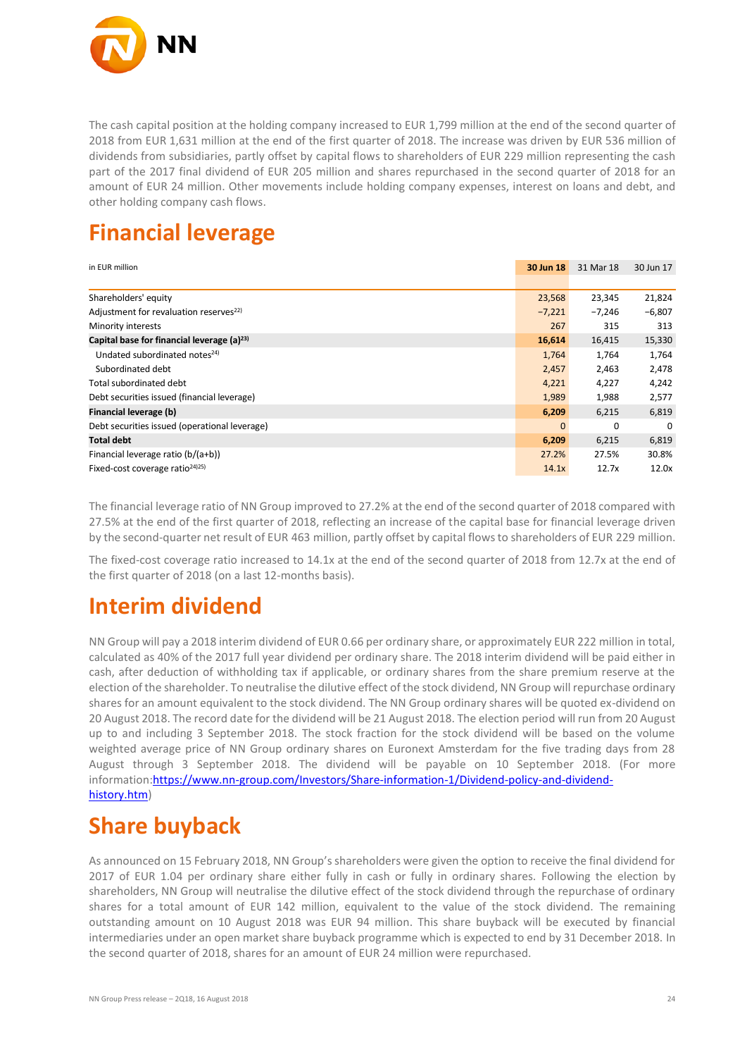The cash capital position at the holding company increased to EUR 1,799 million at the end of the second quarter of 2018 from EUR 1,631 million at the end of the first quarter of 2018. The increase was driven by EUR 536 million of dividends from subsidiaries, partly offset by capital flows to shareholders of EUR 229 million representing the cash part of the 2017 final dividend of EUR 205 million and shares repurchased in the second quarter of 2018 for an amount of EUR 24 million. Other movements include holding company expenses, interest on loans and debt, and other holding company cash flows.

# Financial leverage

| in EUR million | 30 Jun 18 | 31 Mar 18 | 30 Jun 17 |
|---|---|---|---|
| Shareholders' equity | 23,568 | 23,345 | 21,824 |
| Adjustment for revaluation reserves[22] | −7,221 | −7,246 | −6,807 |
| Minority interests | 267 | 315 | 313 |
| **Capital base for financial leverage (a)[23]** | **16,614** | 16,415 | 15,330 |
| Undated subordinated notes[24] | 1,764 | 1,764 | 1,764 |
| Subordinated debt | 2,457 | 2,463 | 2,478 |
| Total subordinated debt | 4,221 | 4,227 | 4,242 |
| Debt securities issued (financial leverage) | 1,989 | 1,988 | 2,577 |
| **Financial leverage (b)** | **6,209** | 6,215 | 6,819 |
| Debt securities issued (operational leverage) | 0 | 0 | 0 |
| **Total debt** | **6,209** | 6,215 | 6,819 |
| Financial leverage ratio (b/(a+b)) | 27.2% | 27.5% | 30.8% |
| Fixed-cost coverage ratio[24][25] | 14.1x | 12.7x | 12.0x |

The financial leverage ratio of NN Group improved to 27.2% at the end of the second quarter of 2018 compared with 27.5% at the end of the first quarter of 2018, reflecting an increase of the capital base for financial leverage driven by the second-quarter net result of EUR 463 million, partly offset by capital flows to shareholders of EUR 229 million.

The fixed-cost coverage ratio increased to 14.1x at the end of the second quarter of 2018 from 12.7x at the end of the first quarter of 2018 (on a last 12-months basis).

# Interim dividend

NN Group will pay a 2018 interim dividend of EUR 0.66 per ordinary share, or approximately EUR 222 million in total, calculated as 40% of the 2017 full year dividend per ordinary share. The 2018 interim dividend will be paid either in cash, after deduction of withholding tax if applicable, or ordinary shares from the share premium reserve at the election of the shareholder. To neutralise the dilutive effect of the stock dividend, NN Group will repurchase ordinary shares for an amount equivalent to the stock dividend. The NN Group ordinary shares will be quoted ex-dividend on 20 August 2018. The record date for the dividend will be 21 August 2018. The election period will run from 20 August up to and including 3 September 2018. The stock fraction for the stock dividend will be based on the volume weighted average price of NN Group ordinary shares on Euronext Amsterdam for the five trading days from 28 August through 3 September 2018. The dividend will be payable on 10 September 2018. (For more information:[https://www.nn-group.com/Investors/Share-information-1/Dividend-policy-and-dividend-history.htm](https://www.nn-group.com/Investors/Share-information-1/Dividend-policy-and-dividend-history.htm))

# Share buyback

As announced on 15 February 2018, NN Group's shareholders were given the option to receive the final dividend for 2017 of EUR 1.04 per ordinary share either fully in cash or fully in ordinary shares. Following the election by shareholders, NN Group will neutralise the dilutive effect of the stock dividend through the repurchase of ordinary shares for a total amount of EUR 142 million, equivalent to the value of the stock dividend. The remaining outstanding amount on 10 August 2018 was EUR 94 million. This share buyback will be executed by financial intermediaries under an open market share buyback programme which is expected to end by 31 December 2018. In the second quarter of 2018, shares for an amount of EUR 24 million were repurchased.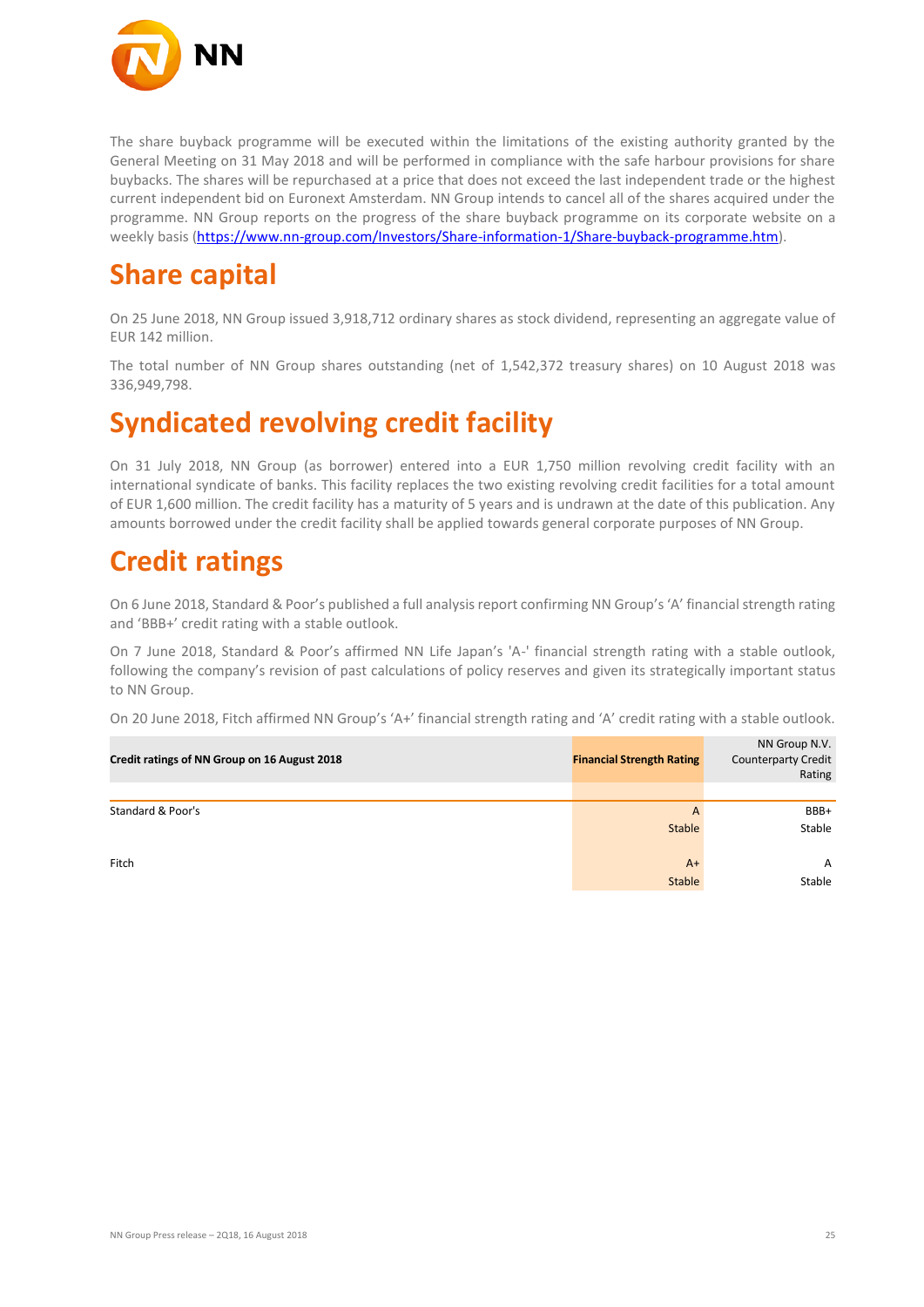The share buyback programme will be executed within the limitations of the existing authority granted by the General Meeting on 31 May 2018 and will be performed in compliance with the safe harbour provisions for share buybacks. The shares will be repurchased at a price that does not exceed the last independent trade or the highest current independent bid on Euronext Amsterdam. NN Group intends to cancel all of the shares acquired under the programme. NN Group reports on the progress of the share buyback programme on its corporate website on a weekly basis (https://www.nn-group.com/Investors/Share-information-1/Share-buyback-programme.htm).

# Share capital

On 25 June 2018, NN Group issued 3,918,712 ordinary shares as stock dividend, representing an aggregate value of EUR 142 million.

The total number of NN Group shares outstanding (net of 1,542,372 treasury shares) on 10 August 2018 was 336,949,798.

# Syndicated revolving credit facility

On 31 July 2018, NN Group (as borrower) entered into a EUR 1,750 million revolving credit facility with an international syndicate of banks. This facility replaces the two existing revolving credit facilities for a total amount of EUR 1,600 million. The credit facility has a maturity of 5 years and is undrawn at the date of this publication. Any amounts borrowed under the credit facility shall be applied towards general corporate purposes of NN Group.

# Credit ratings

On 6 June 2018, Standard & Poor's published a full analysis report confirming NN Group's 'A' financial strength rating and 'BBB+' credit rating with a stable outlook.

On 7 June 2018, Standard & Poor's affirmed NN Life Japan's 'A-' financial strength rating with a stable outlook, following the company's revision of past calculations of policy reserves and given its strategically important status to NN Group.

On 20 June 2018, Fitch affirmed NN Group's 'A+' financial strength rating and 'A' credit rating with a stable outlook.

| **Credit ratings of NN Group on 16 August 2018** | **Financial Strength Rating** | NN Group N.V. Counterparty Credit Rating |
|---|---|---|
| Standard & Poor's | A<br>Stable | BBB+<br>Stable |
| Fitch | A+<br>Stable | A<br>Stable |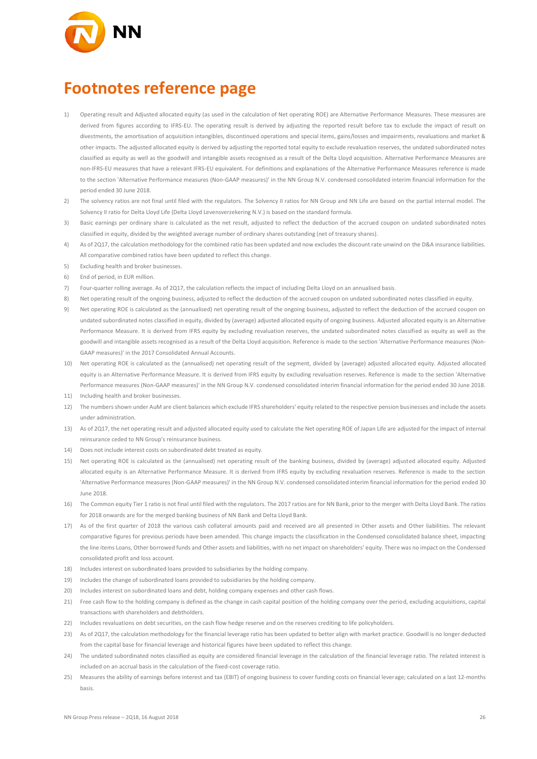# Footnotes reference page

1) Operating result and Adjusted allocated equity (as used in the calculation of Net operating ROE) are Alternative Performance Measures. These measures are derived from figures according to IFRS-EU. The operating result is derived by adjusting the reported result before tax to exclude the impact of result on divestments, the amortisation of acquisition intangibles, discontinued operations and special items, gains/losses and impairments, revaluations and market & other impacts. The adjusted allocated equity is derived by adjusting the reported total equity to exclude revaluation reserves, the undated subordinated notes classified as equity as well as the goodwill and intangible assets recognised as a result of the Delta Lloyd acquisition. Alternative Performance Measures are non-IFRS-EU measures that have a relevant IFRS-EU equivalent. For definitions and explanations of the Alternative Performance Measures reference is made to the section 'Alternative Performance measures (Non-GAAP measures)' in the NN Group N.V. condensed consolidated interim financial information for the period ended 30 June 2018.
2) The solvency ratios are not final until filed with the regulators. The Solvency II ratios for NN Group and NN Life are based on the partial internal model. The Solvency II ratio for Delta Lloyd Life (Delta Lloyd Levensverzekering N.V.) is based on the standard formula.
3) Basic earnings per ordinary share is calculated as the net result, adjusted to reflect the deduction of the accrued coupon on undated subordinated notes classified in equity, divided by the weighted average number of ordinary shares outstanding (net of treasury shares).
4) As of 2Q17, the calculation methodology for the combined ratio has been updated and now excludes the discount rate unwind on the D&A insurance liabilities. All comparative combined ratios have been updated to reflect this change.
5) Excluding health and broker businesses.
6) End of period, in EUR million.
7) Four-quarter rolling average. As of 2Q17, the calculation reflects the impact of including Delta Lloyd on an annualised basis.
8) Net operating result of the ongoing business, adjusted to reflect the deduction of the accrued coupon on undated subordinated notes classified in equity.
9) Net operating ROE is calculated as the (annualised) net operating result of the ongoing business, adjusted to reflect the deduction of the accrued coupon on undated subordinated notes classified in equity, divided by (average) adjusted allocated equity of ongoing business. Adjusted allocated equity is an Alternative Performance Measure. It is derived from IFRS equity by excluding revaluation reserves, the undated subordinated notes classified as equity as well as the goodwill and intangible assets recognised as a result of the Delta Lloyd acquisition. Reference is made to the section 'Alternative Performance measures (Non-GAAP measures)' in the 2017 Consolidated Annual Accounts.
10) Net operating ROE is calculated as the (annualised) net operating result of the segment, divided by (average) adjusted allocated equity. Adjusted allocated equity is an Alternative Performance Measure. It is derived from IFRS equity by excluding revaluation reserves. Reference is made to the section 'Alternative Performance measures (Non-GAAP measures)' in the NN Group N.V. condensed consolidated interim financial information for the period ended 30 June 2018.
11) Including health and broker businesses.
12) The numbers shown under AuM are client balances which exclude IFRS shareholders' equity related to the respective pension businesses and include the assets under administration.
13) As of 2Q17, the net operating result and adjusted allocated equity used to calculate the Net operating ROE of Japan Life are adjusted for the impact of internal reinsurance ceded to NN Group's reinsurance business.
14) Does not include interest costs on subordinated debt treated as equity.
15) Net operating ROE is calculated as the (annualised) net operating result of the banking business, divided by (average) adjusted allocated equity. Adjusted allocated equity is an Alternative Performance Measure. It is derived from IFRS equity by excluding revaluation reserves. Reference is made to the section 'Alternative Performance measures (Non-GAAP measures)' in the NN Group N.V. condensed consolidated interim financial information for the period ended 30 June 2018.
16) The Common equity Tier 1 ratio is not final until filed with the regulators. The 2017 ratios are for NN Bank, prior to the merger with Delta Lloyd Bank. The ratios for 2018 onwards are for the merged banking business of NN Bank and Delta Lloyd Bank.
17) As of the first quarter of 2018 the various cash collateral amounts paid and received are all presented in Other assets and Other liabilities. The relevant comparative figures for previous periods have been amended. This change impacts the classification in the Condensed consolidated balance sheet, impacting the line items Loans, Other borrowed funds and Other assets and liabilities, with no net impact on shareholders' equity. There was no impact on the Condensed consolidated profit and loss account.
18) Includes interest on subordinated loans provided to subsidiaries by the holding company.
19) Includes the change of subordinated loans provided to subsidiaries by the holding company.
20) Includes interest on subordinated loans and debt, holding company expenses and other cash flows.
21) Free cash flow to the holding company is defined as the change in cash capital position of the holding company over the period, excluding acquisitions, capital transactions with shareholders and debtholders.
22) Includes revaluations on debt securities, on the cash flow hedge reserve and on the reserves crediting to life policyholders.
23) As of 2Q17, the calculation methodology for the financial leverage ratio has been updated to better align with market practice. Goodwill is no longer deducted from the capital base for financial leverage and historical figures have been updated to reflect this change.
24) The undated subordinated notes classified as equity are considered financial leverage in the calculation of the financial leverage ratio. The related interest is included on an accrual basis in the calculation of the fixed-cost coverage ratio.
25) Measures the ability of earnings before interest and tax (EBIT) of ongoing business to cover funding costs on financial leverage; calculated on a last 12-months basis.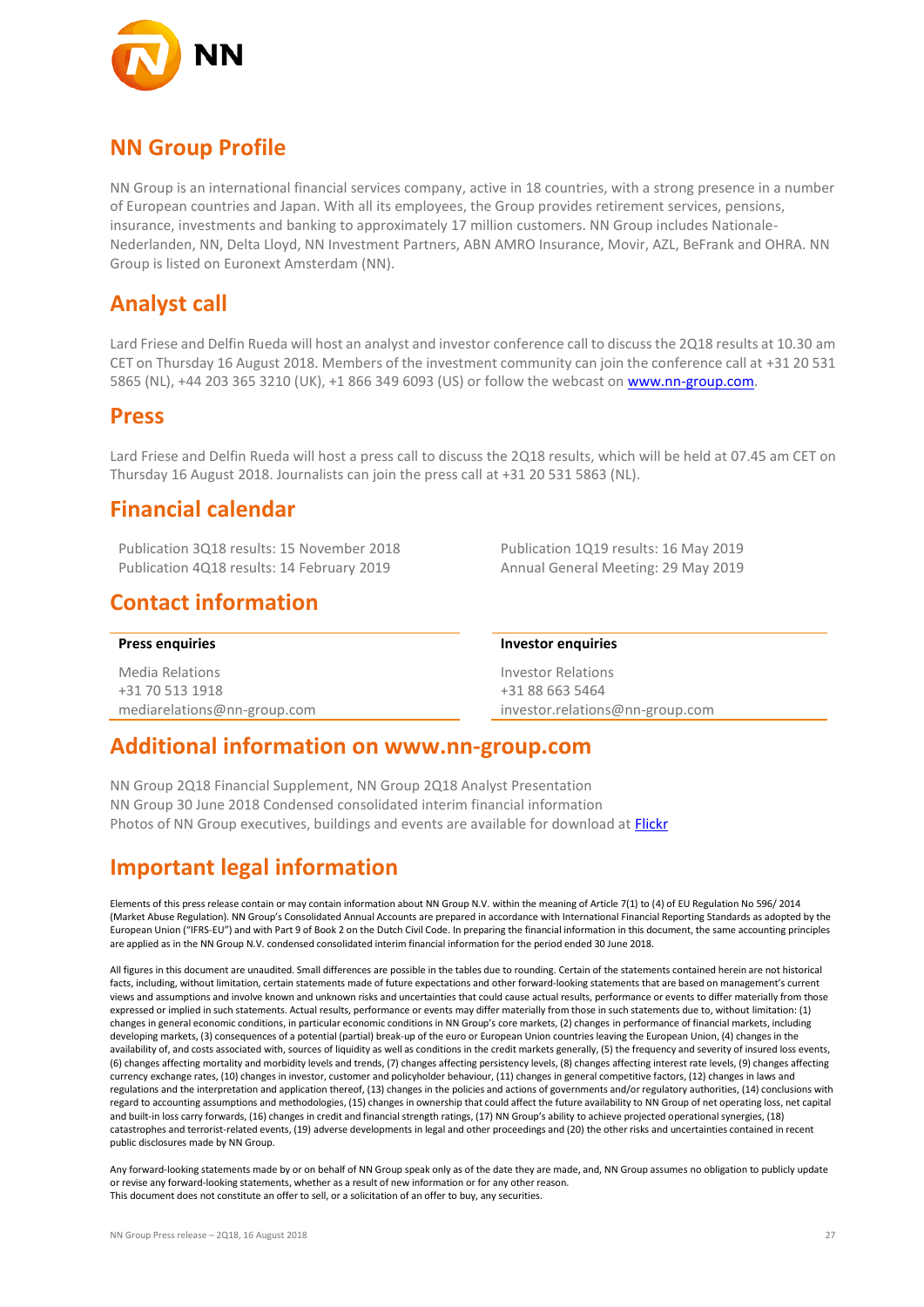## NN Group Profile

NN Group is an international financial services company, active in 18 countries, with a strong presence in a number of European countries and Japan. With all its employees, the Group provides retirement services, pensions, insurance, investments and banking to approximately 17 million customers. NN Group includes Nationale-Nederlanden, NN, Delta Lloyd, NN Investment Partners, ABN AMRO Insurance, Movir, AZL, BeFrank and OHRA. NN Group is listed on Euronext Amsterdam (NN).

## Analyst call

Lard Friese and Delfin Rueda will host an analyst and investor conference call to discuss the 2Q18 results at 10.30 am CET on Thursday 16 August 2018. Members of the investment community can join the conference call at +31 20 531 5865 (NL), +44 203 365 3210 (UK), +1 866 349 6093 (US) or follow the webcast on www.nn-group.com.

## Press

Lard Friese and Delfin Rueda will host a press call to discuss the 2Q18 results, which will be held at 07.45 am CET on Thursday 16 August 2018. Journalists can join the press call at +31 20 531 5863 (NL).

## Financial calendar

Publication 3Q18 results: 15 November 2018
Publication 4Q18 results: 14 February 2019
Publication 1Q19 results: 16 May 2019
Annual General Meeting: 29 May 2019

## Contact information

**Press enquiries**

Media Relations
+31 70 513 1918
mediarelations@nn-group.com

**Investor enquiries**

Investor Relations
+31 88 663 5464
investor.relations@nn-group.com

## Additional information on www.nn-group.com

NN Group 2Q18 Financial Supplement, NN Group 2Q18 Analyst Presentation
NN Group 30 June 2018 Condensed consolidated interim financial information
Photos of NN Group executives, buildings and events are available for download at Flickr

## Important legal information

Elements of this press release contain or may contain information about NN Group N.V. within the meaning of Article 7(1) to (4) of EU Regulation No 596/ 2014 (Market Abuse Regulation). NN Group's Consolidated Annual Accounts are prepared in accordance with International Financial Reporting Standards as adopted by the European Union ("IFRS-EU") and with Part 9 of Book 2 on the Dutch Civil Code. In preparing the financial information in this document, the same accounting principles are applied as in the NN Group N.V. condensed consolidated interim financial information for the period ended 30 June 2018.

All figures in this document are unaudited. Small differences are possible in the tables due to rounding. Certain of the statements contained herein are not historical facts, including, without limitation, certain statements made of future expectations and other forward-looking statements that are based on management's current views and assumptions and involve known and unknown risks and uncertainties that could cause actual results, performance or events to differ materially from those expressed or implied in such statements. Actual results, performance or events may differ materially from those in such statements due to, without limitation: (1) changes in general economic conditions, in particular economic conditions in NN Group's core markets, (2) changes in performance of financial markets, including developing markets, (3) consequences of a potential (partial) break-up of the euro or European Union countries leaving the European Union, (4) changes in the availability of, and costs associated with, sources of liquidity as well as conditions in the credit markets generally, (5) the frequency and severity of insured loss events, (6) changes affecting mortality and morbidity levels and trends, (7) changes affecting persistency levels, (8) changes affecting interest rate levels, (9) changes affecting currency exchange rates, (10) changes in investor, customer and policyholder behaviour, (11) changes in general competitive factors, (12) changes in laws and regulations and the interpretation and application thereof, (13) changes in the policies and actions of governments and/or regulatory authorities, (14) conclusions with regard to accounting assumptions and methodologies, (15) changes in ownership that could affect the future availability to NN Group of net operating loss, net capital and built-in loss carry forwards, (16) changes in credit and financial strength ratings, (17) NN Group's ability to achieve projected operational synergies, (18) catastrophes and terrorist-related events, (19) adverse developments in legal and other proceedings and (20) the other risks and uncertainties contained in recent public disclosures made by NN Group.

Any forward-looking statements made by or on behalf of NN Group speak only as of the date they are made, and, NN Group assumes no obligation to publicly update or revise any forward-looking statements, whether as a result of new information or for any other reason.
This document does not constitute an offer to sell, or a solicitation of an offer to buy, any securities.